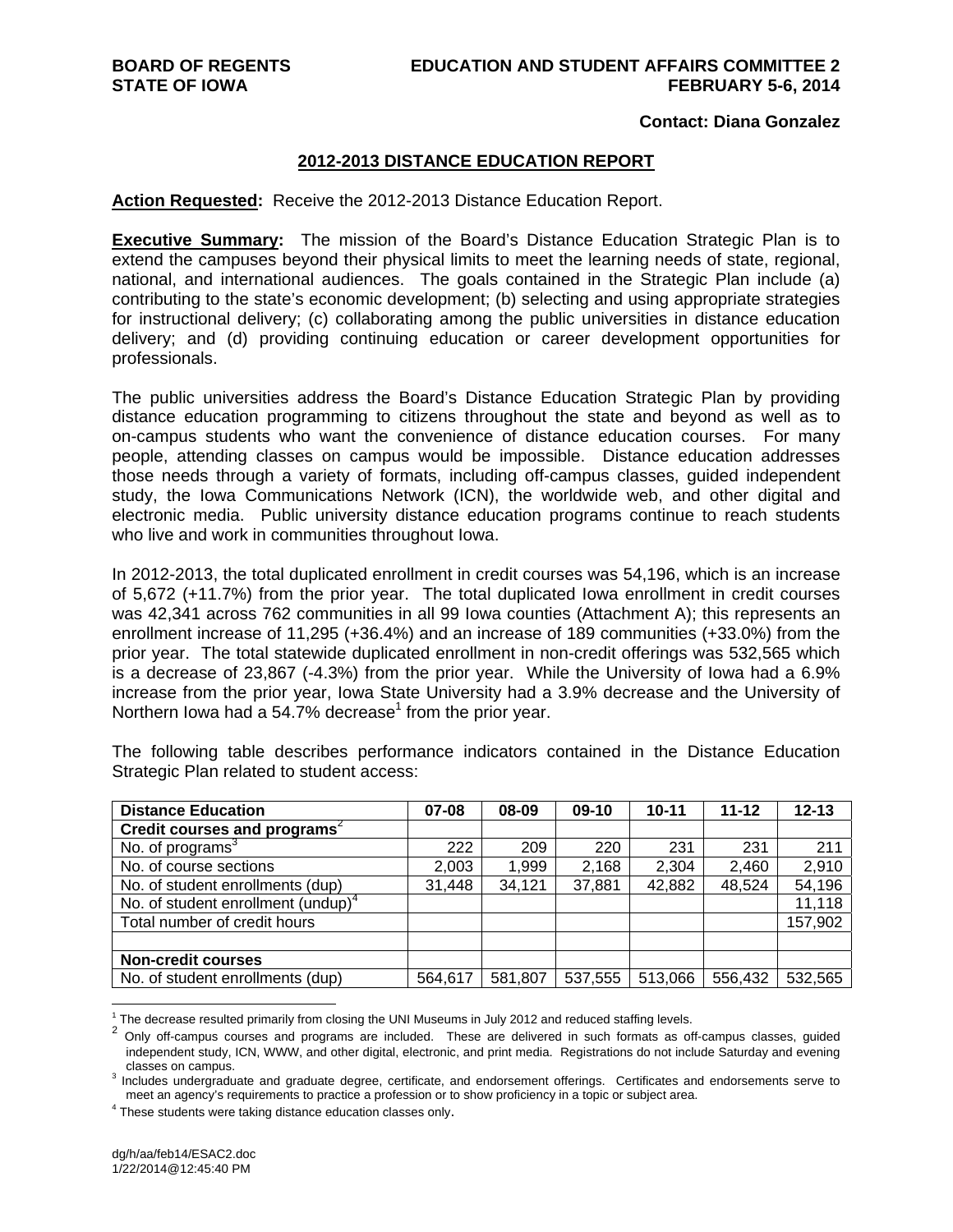**BOARD OF REGENTS**
**STATE OF IOWA**

**EDUCATION AND STUDENT AFFAIRS COMMITTEE 2**
**FEBRUARY 5-6, 2014**

**Contact: Diana Gonzalez**

## 2012-2013 DISTANCE EDUCATION REPORT

**Action Requested:** Receive the 2012-2013 Distance Education Report.

**Executive Summary:** The mission of the Board's Distance Education Strategic Plan is to extend the campuses beyond their physical limits to meet the learning needs of state, regional, national, and international audiences. The goals contained in the Strategic Plan include (a) contributing to the state's economic development; (b) selecting and using appropriate strategies for instructional delivery; (c) collaborating among the public universities in distance education delivery; and (d) providing continuing education or career development opportunities for professionals.

The public universities address the Board's Distance Education Strategic Plan by providing distance education programming to citizens throughout the state and beyond as well as to on-campus students who want the convenience of distance education courses. For many people, attending classes on campus would be impossible. Distance education addresses those needs through a variety of formats, including off-campus classes, guided independent study, the Iowa Communications Network (ICN), the worldwide web, and other digital and electronic media. Public university distance education programs continue to reach students who live and work in communities throughout Iowa.

In 2012-2013, the total duplicated enrollment in credit courses was 54,196, which is an increase of 5,672 (+11.7%) from the prior year. The total duplicated Iowa enrollment in credit courses was 42,341 across 762 communities in all 99 Iowa counties (Attachment A); this represents an enrollment increase of 11,295 (+36.4%) and an increase of 189 communities (+33.0%) from the prior year. The total statewide duplicated enrollment in non-credit offerings was 532,565 which is a decrease of 23,867 (-4.3%) from the prior year. While the University of Iowa had a 6.9% increase from the prior year, Iowa State University had a 3.9% decrease and the University of Northern Iowa had a 54.7% decrease[1] from the prior year.

The following table describes performance indicators contained in the Distance Education Strategic Plan related to student access:

| Distance Education | 07-08 | 08-09 | 09-10 | 10-11 | 11-12 | 12-13 |
|---|---|---|---|---|---|---|
| **Credit courses and programs**[2] | | | | | | |
| No. of programs[3] | 222 | 209 | 220 | 231 | 231 | 211 |
| No. of course sections | 2,003 | 1,999 | 2,168 | 2,304 | 2,460 | 2,910 |
| No. of student enrollments (dup) | 31,448 | 34,121 | 37,881 | 42,882 | 48,524 | 54,196 |
| No. of student enrollment (undup)[4] | | | | | | 11,118 |
| Total number of credit hours | | | | | | 157,902 |
| | | | | | | |
| **Non-credit courses** | | | | | | |
| No. of student enrollments (dup) | 564,617 | 581,807 | 537,555 | 513,066 | 556,432 | 532,565 |

[1] The decrease resulted primarily from closing the UNI Museums in July 2012 and reduced staffing levels.

[2] Only off-campus courses and programs are included. These are delivered in such formats as off-campus classes, guided independent study, ICN, WWW, and other digital, electronic, and print media. Registrations do not include Saturday and evening classes on campus.

[3] Includes undergraduate and graduate degree, certificate, and endorsement offerings. Certificates and endorsements serve to meet an agency's requirements to practice a profession or to show proficiency in a topic or subject area.

[4] These students were taking distance education classes only.

dg/h/aa/feb14/ESAC2.doc
1/22/2014@12:45:40 PM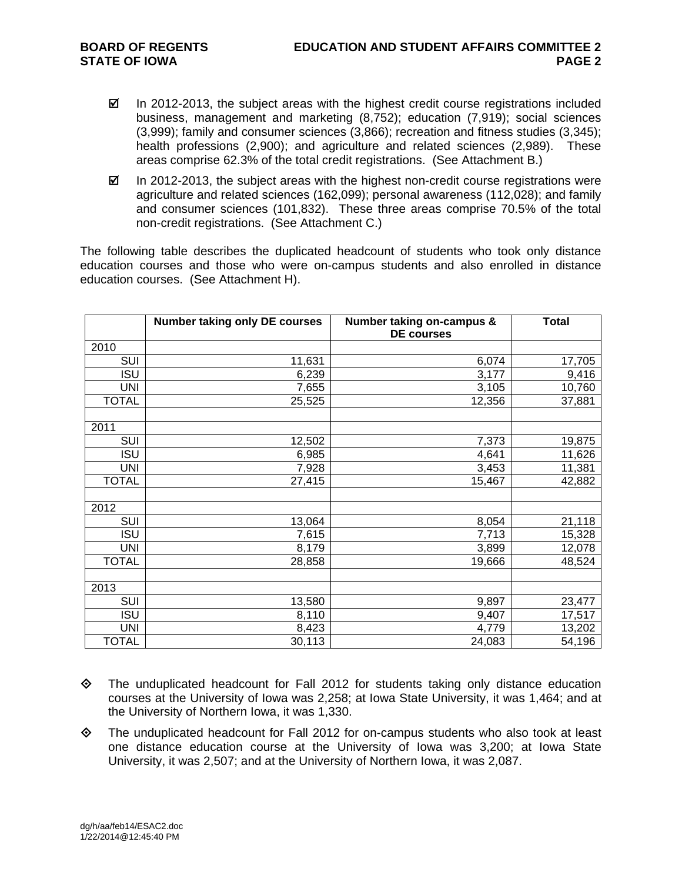- ☑ In 2012-2013, the subject areas with the highest credit course registrations included business, management and marketing (8,752); education (7,919); social sciences (3,999); family and consumer sciences (3,866); recreation and fitness studies (3,345); health professions (2,900); and agriculture and related sciences (2,989). These areas comprise 62.3% of the total credit registrations. (See Attachment B.)

- ☑ In 2012-2013, the subject areas with the highest non-credit course registrations were agriculture and related sciences (162,099); personal awareness (112,028); and family and consumer sciences (101,832). These three areas comprise 70.5% of the total non-credit registrations. (See Attachment C.)

The following table describes the duplicated headcount of students who took only distance education courses and those who were on-campus students and also enrolled in distance education courses. (See Attachment H).

| | Number taking only DE courses | Number taking on-campus & DE courses | Total |
|---|---|---|---|
| 2010 | | | |
| SUI | 11,631 | 6,074 | 17,705 |
| ISU | 6,239 | 3,177 | 9,416 |
| UNI | 7,655 | 3,105 | 10,760 |
| TOTAL | 25,525 | 12,356 | 37,881 |
| | | | |
| 2011 | | | |
| SUI | 12,502 | 7,373 | 19,875 |
| ISU | 6,985 | 4,641 | 11,626 |
| UNI | 7,928 | 3,453 | 11,381 |
| TOTAL | 27,415 | 15,467 | 42,882 |
| | | | |
| 2012 | | | |
| SUI | 13,064 | 8,054 | 21,118 |
| ISU | 7,615 | 7,713 | 15,328 |
| UNI | 8,179 | 3,899 | 12,078 |
| TOTAL | 28,858 | 19,666 | 48,524 |
| | | | |
| 2013 | | | |
| SUI | 13,580 | 9,897 | 23,477 |
| ISU | 8,110 | 9,407 | 17,517 |
| UNI | 8,423 | 4,779 | 13,202 |
| TOTAL | 30,113 | 24,083 | 54,196 |

- ◈ The unduplicated headcount for Fall 2012 for students taking only distance education courses at the University of Iowa was 2,258; at Iowa State University, it was 1,464; and at the University of Northern Iowa, it was 1,330.

- ◈ The unduplicated headcount for Fall 2012 for on-campus students who also took at least one distance education course at the University of Iowa was 3,200; at Iowa State University, it was 2,507; and at the University of Northern Iowa, it was 2,087.

dg/h/aa/feb14/ESAC2.doc
1/22/2014@12:45:40 PM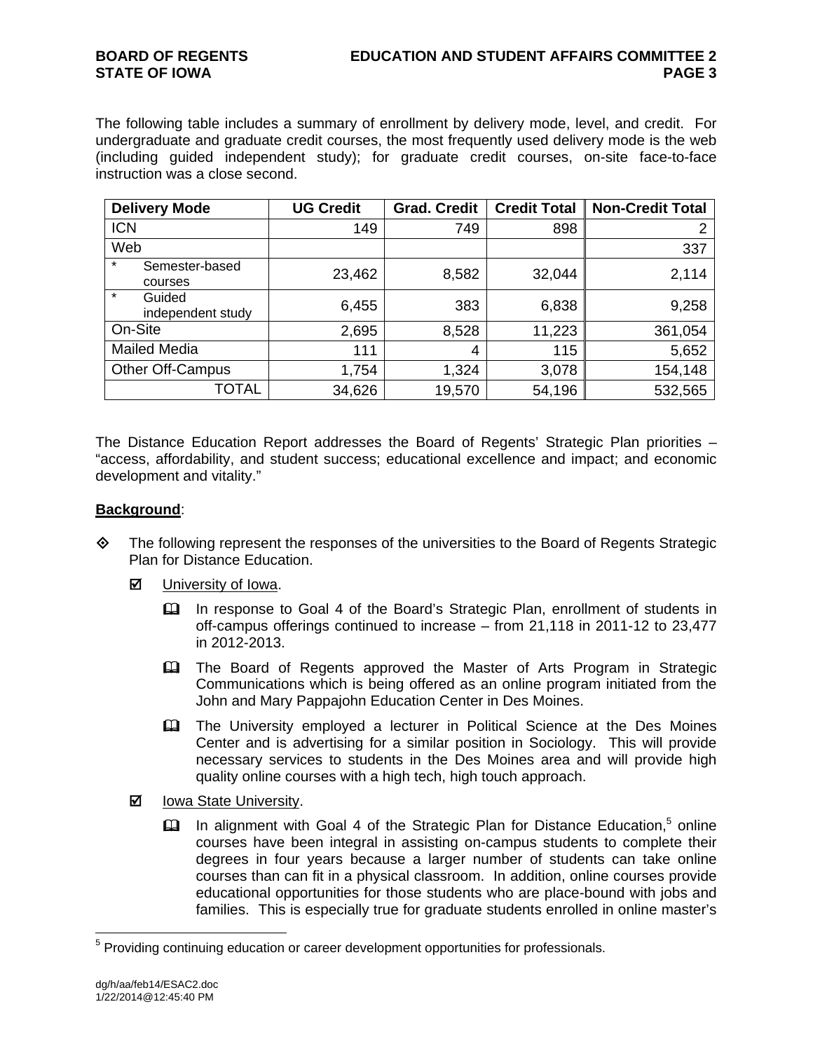The following table includes a summary of enrollment by delivery mode, level, and credit. For undergraduate and graduate credit courses, the most frequently used delivery mode is the web (including guided independent study); for graduate credit courses, on-site face-to-face instruction was a close second.

| Delivery Mode | UG Credit | Grad. Credit | Credit Total | Non-Credit Total |
|---|---|---|---|---|
| ICN | 149 | 749 | 898 | 2 |
| Web | | | | 337 |
| * Semester-based courses | 23,462 | 8,582 | 32,044 | 2,114 |
| * Guided independent study | 6,455 | 383 | 6,838 | 9,258 |
| On-Site | 2,695 | 8,528 | 11,223 | 361,054 |
| Mailed Media | 111 | 4 | 115 | 5,652 |
| Other Off-Campus | 1,754 | 1,324 | 3,078 | 154,148 |
| TOTAL | 34,626 | 19,570 | 54,196 | 532,565 |

The Distance Education Report addresses the Board of Regents' Strategic Plan priorities – "access, affordability, and student success; educational excellence and impact; and economic development and vitality."

**Background**:

- The following represent the responses of the universities to the Board of Regents Strategic Plan for Distance Education.
  - University of Iowa.
    - In response to Goal 4 of the Board's Strategic Plan, enrollment of students in off-campus offerings continued to increase – from 21,118 in 2011-12 to 23,477 in 2012-2013.
    - The Board of Regents approved the Master of Arts Program in Strategic Communications which is being offered as an online program initiated from the John and Mary Pappajohn Education Center in Des Moines.
    - The University employed a lecturer in Political Science at the Des Moines Center and is advertising for a similar position in Sociology. This will provide necessary services to students in the Des Moines area and will provide high quality online courses with a high tech, high touch approach.
  - Iowa State University.
    - In alignment with Goal 4 of the Strategic Plan for Distance Education,[5] online courses have been integral in assisting on-campus students to complete their degrees in four years because a larger number of students can take online courses than can fit in a physical classroom. In addition, online courses provide educational opportunities for those students who are place-bound with jobs and families. This is especially true for graduate students enrolled in online master's

[5] Providing continuing education or career development opportunities for professionals.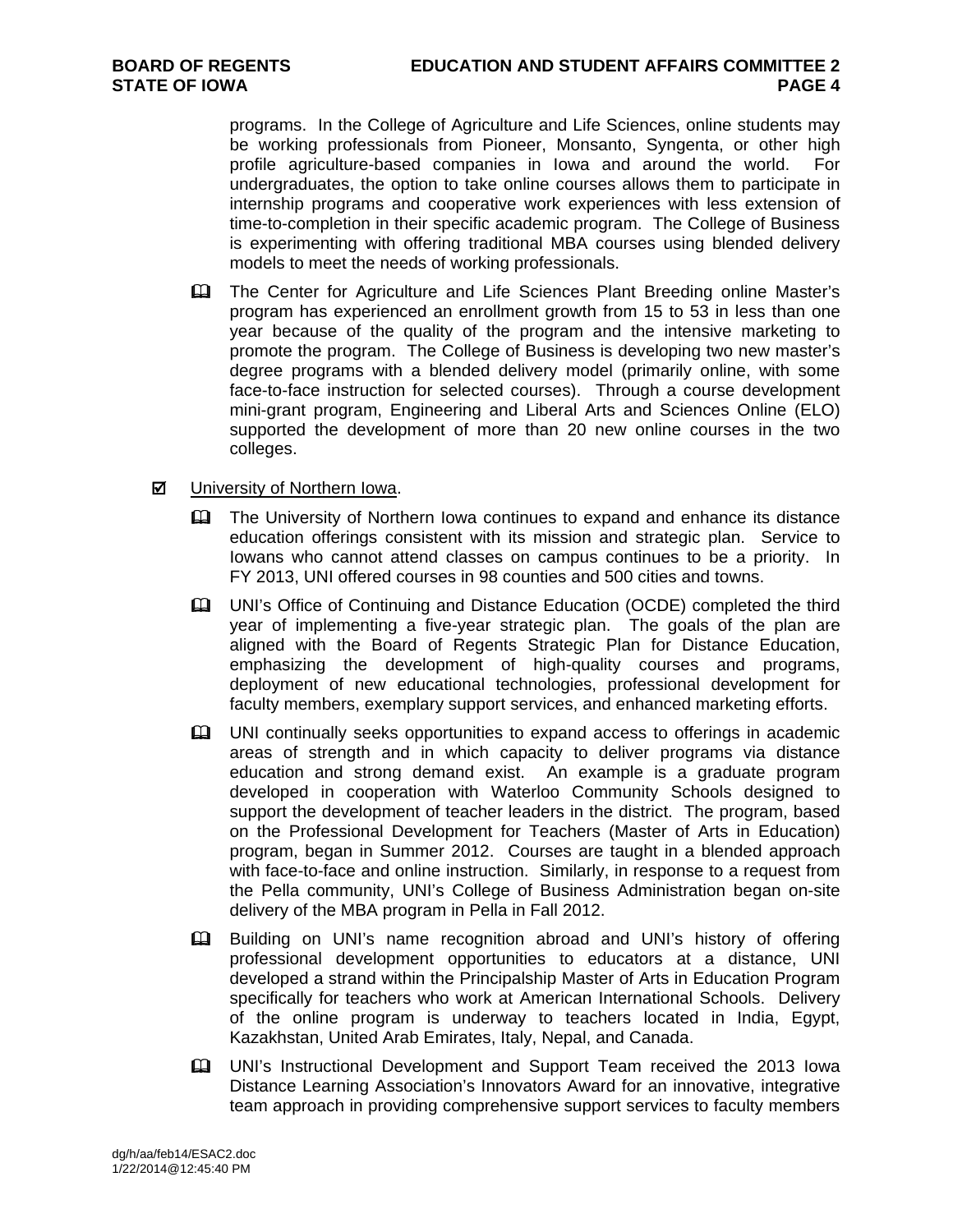programs. In the College of Agriculture and Life Sciences, online students may be working professionals from Pioneer, Monsanto, Syngenta, or other high profile agriculture-based companies in Iowa and around the world. For undergraduates, the option to take online courses allows them to participate in internship programs and cooperative work experiences with less extension of time-to-completion in their specific academic program. The College of Business is experimenting with offering traditional MBA courses using blended delivery models to meet the needs of working professionals.

- The Center for Agriculture and Life Sciences Plant Breeding online Master's program has experienced an enrollment growth from 15 to 53 in less than one year because of the quality of the program and the intensive marketing to promote the program. The College of Business is developing two new master's degree programs with a blended delivery model (primarily online, with some face-to-face instruction for selected courses). Through a course development mini-grant program, Engineering and Liberal Arts and Sciences Online (ELO) supported the development of more than 20 new online courses in the two colleges.

☑ University of Northern Iowa.

- The University of Northern Iowa continues to expand and enhance its distance education offerings consistent with its mission and strategic plan. Service to Iowans who cannot attend classes on campus continues to be a priority. In FY 2013, UNI offered courses in 98 counties and 500 cities and towns.
- UNI's Office of Continuing and Distance Education (OCDE) completed the third year of implementing a five-year strategic plan. The goals of the plan are aligned with the Board of Regents Strategic Plan for Distance Education, emphasizing the development of high-quality courses and programs, deployment of new educational technologies, professional development for faculty members, exemplary support services, and enhanced marketing efforts.
- UNI continually seeks opportunities to expand access to offerings in academic areas of strength and in which capacity to deliver programs via distance education and strong demand exist. An example is a graduate program developed in cooperation with Waterloo Community Schools designed to support the development of teacher leaders in the district. The program, based on the Professional Development for Teachers (Master of Arts in Education) program, began in Summer 2012. Courses are taught in a blended approach with face-to-face and online instruction. Similarly, in response to a request from the Pella community, UNI's College of Business Administration began on-site delivery of the MBA program in Pella in Fall 2012.
- Building on UNI's name recognition abroad and UNI's history of offering professional development opportunities to educators at a distance, UNI developed a strand within the Principalship Master of Arts in Education Program specifically for teachers who work at American International Schools. Delivery of the online program is underway to teachers located in India, Egypt, Kazakhstan, United Arab Emirates, Italy, Nepal, and Canada.
- UNI's Instructional Development and Support Team received the 2013 Iowa Distance Learning Association's Innovators Award for an innovative, integrative team approach in providing comprehensive support services to faculty members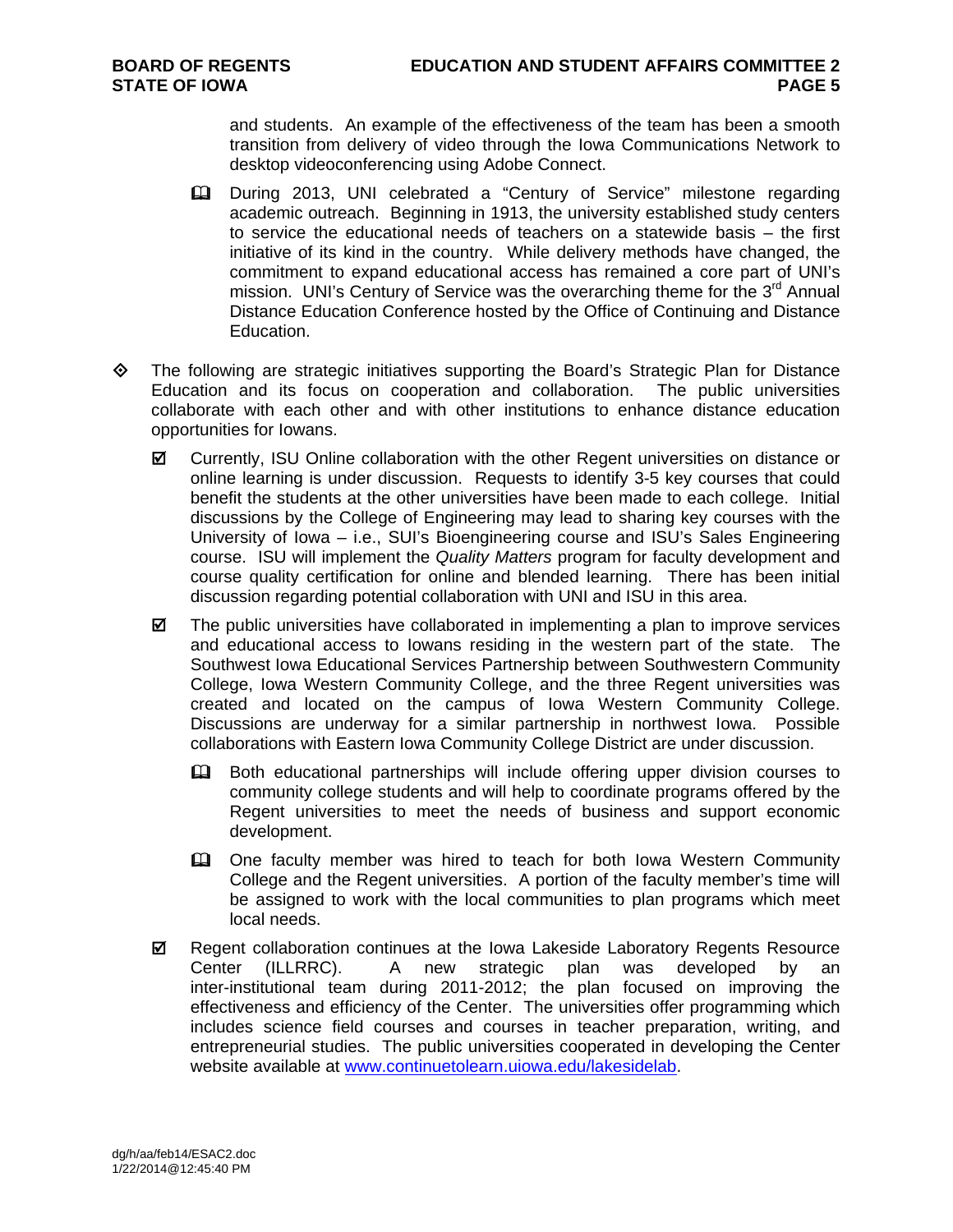and students. An example of the effectiveness of the team has been a smooth transition from delivery of video through the Iowa Communications Network to desktop videoconferencing using Adobe Connect.

- During 2013, UNI celebrated a "Century of Service" milestone regarding academic outreach. Beginning in 1913, the university established study centers to service the educational needs of teachers on a statewide basis – the first initiative of its kind in the country. While delivery methods have changed, the commitment to expand educational access has remained a core part of UNI's mission. UNI's Century of Service was the overarching theme for the 3rd Annual Distance Education Conference hosted by the Office of Continuing and Distance Education.

- The following are strategic initiatives supporting the Board's Strategic Plan for Distance Education and its focus on cooperation and collaboration. The public universities collaborate with each other and with other institutions to enhance distance education opportunities for Iowans.

  - Currently, ISU Online collaboration with the other Regent universities on distance or online learning is under discussion. Requests to identify 3-5 key courses that could benefit the students at the other universities have been made to each college. Initial discussions by the College of Engineering may lead to sharing key courses with the University of Iowa – i.e., SUI's Bioengineering course and ISU's Sales Engineering course. ISU will implement the *Quality Matters* program for faculty development and course quality certification for online and blended learning. There has been initial discussion regarding potential collaboration with UNI and ISU in this area.

  - The public universities have collaborated in implementing a plan to improve services and educational access to Iowans residing in the western part of the state. The Southwest Iowa Educational Services Partnership between Southwestern Community College, Iowa Western Community College, and the three Regent universities was created and located on the campus of Iowa Western Community College. Discussions are underway for a similar partnership in northwest Iowa. Possible collaborations with Eastern Iowa Community College District are under discussion.

    - Both educational partnerships will include offering upper division courses to community college students and will help to coordinate programs offered by the Regent universities to meet the needs of business and support economic development.

    - One faculty member was hired to teach for both Iowa Western Community College and the Regent universities. A portion of the faculty member's time will be assigned to work with the local communities to plan programs which meet local needs.

  - Regent collaboration continues at the Iowa Lakeside Laboratory Regents Resource Center (ILLRRC). A new strategic plan was developed by an inter-institutional team during 2011-2012; the plan focused on improving the effectiveness and efficiency of the Center. The universities offer programming which includes science field courses and courses in teacher preparation, writing, and entrepreneurial studies. The public universities cooperated in developing the Center website available at www.continuetolearn.uiowa.edu/lakesidelab.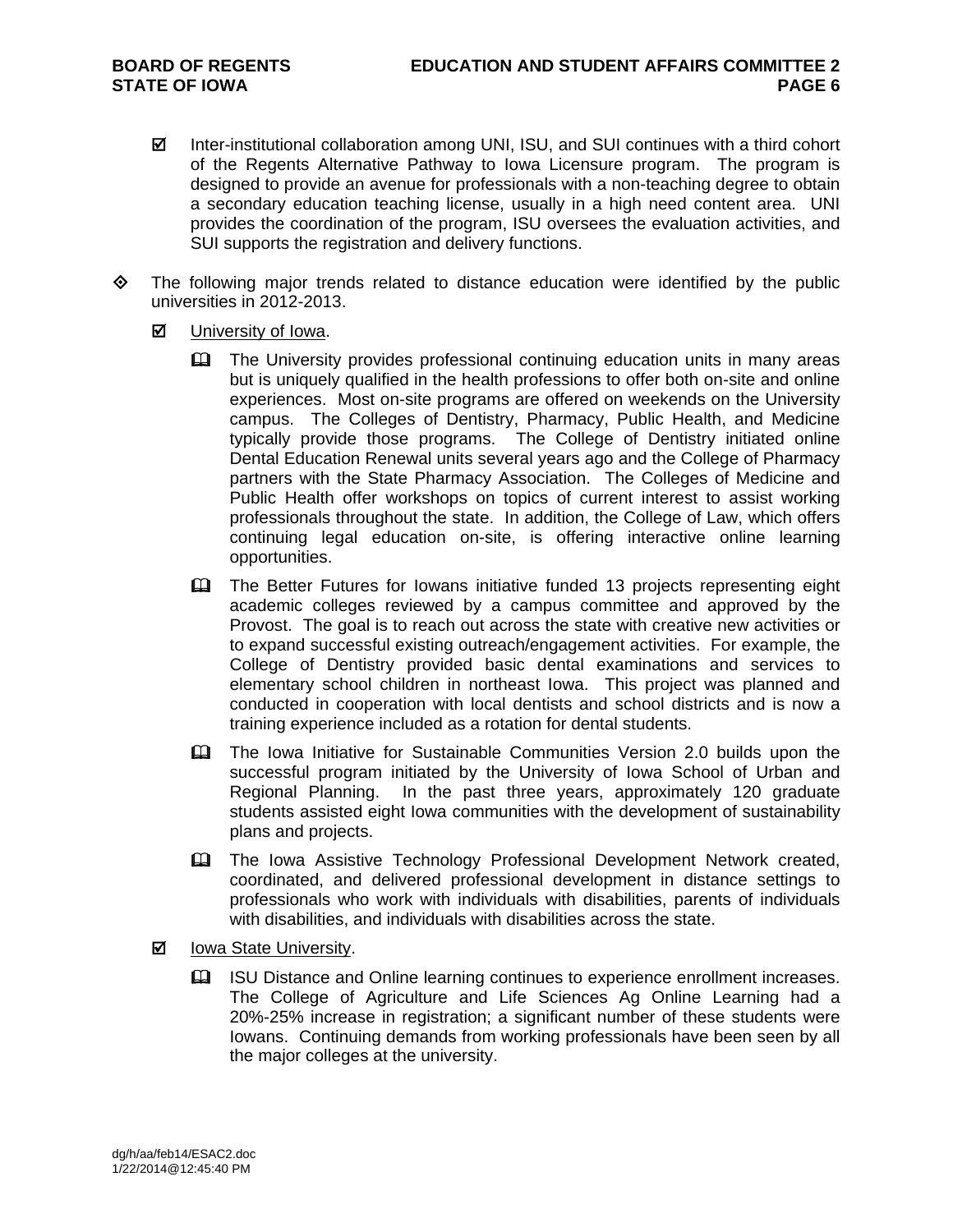- ☑ Inter-institutional collaboration among UNI, ISU, and SUI continues with a third cohort of the Regents Alternative Pathway to Iowa Licensure program. The program is designed to provide an avenue for professionals with a non-teaching degree to obtain a secondary education teaching license, usually in a high need content area. UNI provides the coordination of the program, ISU oversees the evaluation activities, and SUI supports the registration and delivery functions.

- ◈ The following major trends related to distance education were identified by the public universities in 2012-2013.

  - ☑ University of Iowa.

    - The University provides professional continuing education units in many areas but is uniquely qualified in the health professions to offer both on-site and online experiences. Most on-site programs are offered on weekends on the University campus. The Colleges of Dentistry, Pharmacy, Public Health, and Medicine typically provide those programs. The College of Dentistry initiated online Dental Education Renewal units several years ago and the College of Pharmacy partners with the State Pharmacy Association. The Colleges of Medicine and Public Health offer workshops on topics of current interest to assist working professionals throughout the state. In addition, the College of Law, which offers continuing legal education on-site, is offering interactive online learning opportunities.

    - The Better Futures for Iowans initiative funded 13 projects representing eight academic colleges reviewed by a campus committee and approved by the Provost. The goal is to reach out across the state with creative new activities or to expand successful existing outreach/engagement activities. For example, the College of Dentistry provided basic dental examinations and services to elementary school children in northeast Iowa. This project was planned and conducted in cooperation with local dentists and school districts and is now a training experience included as a rotation for dental students.

    - The Iowa Initiative for Sustainable Communities Version 2.0 builds upon the successful program initiated by the University of Iowa School of Urban and Regional Planning. In the past three years, approximately 120 graduate students assisted eight Iowa communities with the development of sustainability plans and projects.

    - The Iowa Assistive Technology Professional Development Network created, coordinated, and delivered professional development in distance settings to professionals who work with individuals with disabilities, parents of individuals with disabilities, and individuals with disabilities across the state.

  - ☑ Iowa State University.

    - ISU Distance and Online learning continues to experience enrollment increases. The College of Agriculture and Life Sciences Ag Online Learning had a 20%-25% increase in registration; a significant number of these students were Iowans. Continuing demands from working professionals have been seen by all the major colleges at the university.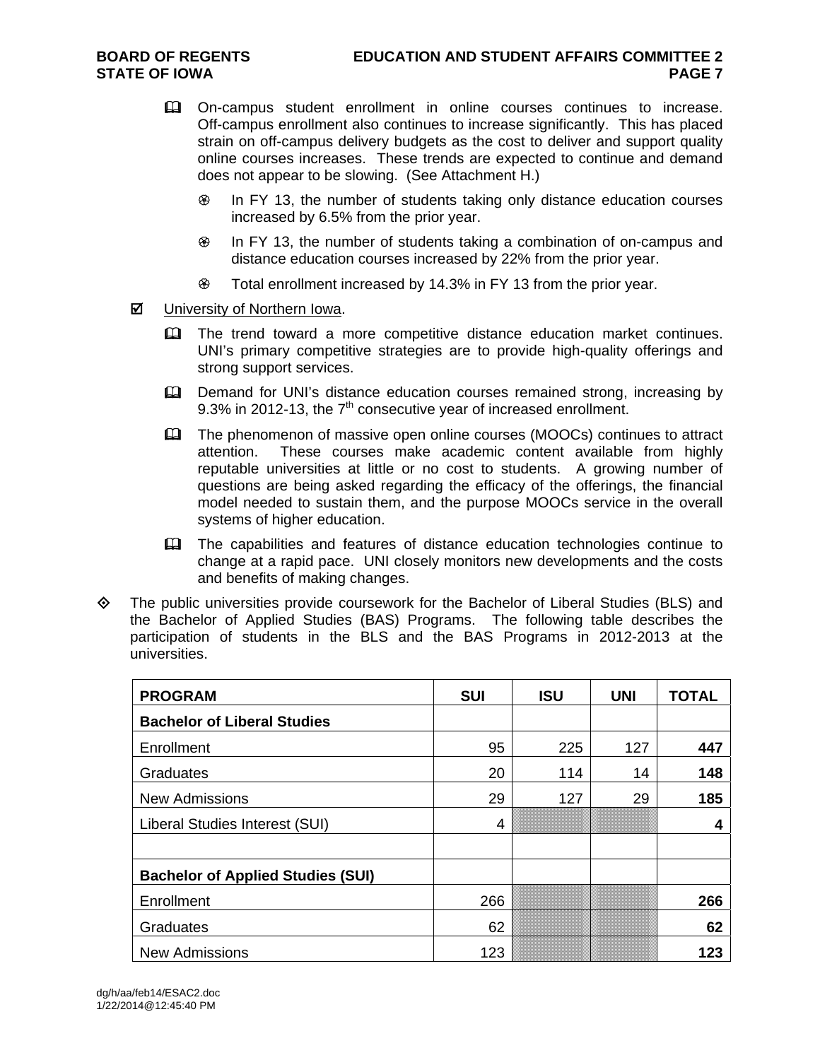- On-campus student enrollment in online courses continues to increase. Off-campus enrollment also continues to increase significantly. This has placed strain on off-campus delivery budgets as the cost to deliver and support quality online courses increases. These trends are expected to continue and demand does not appear to be slowing. (See Attachment H.)
  - In FY 13, the number of students taking only distance education courses increased by 6.5% from the prior year.
  - In FY 13, the number of students taking a combination of on-campus and distance education courses increased by 22% from the prior year.
  - Total enrollment increased by 14.3% in FY 13 from the prior year.

☑ University of Northern Iowa.

- The trend toward a more competitive distance education market continues. UNI's primary competitive strategies are to provide high-quality offerings and strong support services.
- Demand for UNI's distance education courses remained strong, increasing by 9.3% in 2012-13, the 7th consecutive year of increased enrollment.
- The phenomenon of massive open online courses (MOOCs) continues to attract attention. These courses make academic content available from highly reputable universities at little or no cost to students. A growing number of questions are being asked regarding the efficacy of the offerings, the financial model needed to sustain them, and the purpose MOOCs service in the overall systems of higher education.
- The capabilities and features of distance education technologies continue to change at a rapid pace. UNI closely monitors new developments and the costs and benefits of making changes.

◇ The public universities provide coursework for the Bachelor of Liberal Studies (BLS) and the Bachelor of Applied Studies (BAS) Programs. The following table describes the participation of students in the BLS and the BAS Programs in 2012-2013 at the universities.

| PROGRAM | SUI | ISU | UNI | TOTAL |
|---|---|---|---|---|
| **Bachelor of Liberal Studies** | | | | |
| Enrollment | 95 | 225 | 127 | **447** |
| Graduates | 20 | 114 | 14 | **148** |
| New Admissions | 29 | 127 | 29 | **185** |
| Liberal Studies Interest (SUI) | 4 | | | **4** |
| | | | | |
| **Bachelor of Applied Studies (SUI)** | | | | |
| Enrollment | 266 | | | **266** |
| Graduates | 62 | | | **62** |
| New Admissions | 123 | | | **123** |

dg/h/aa/feb14/ESAC2.doc
1/22/2014@12:45:40 PM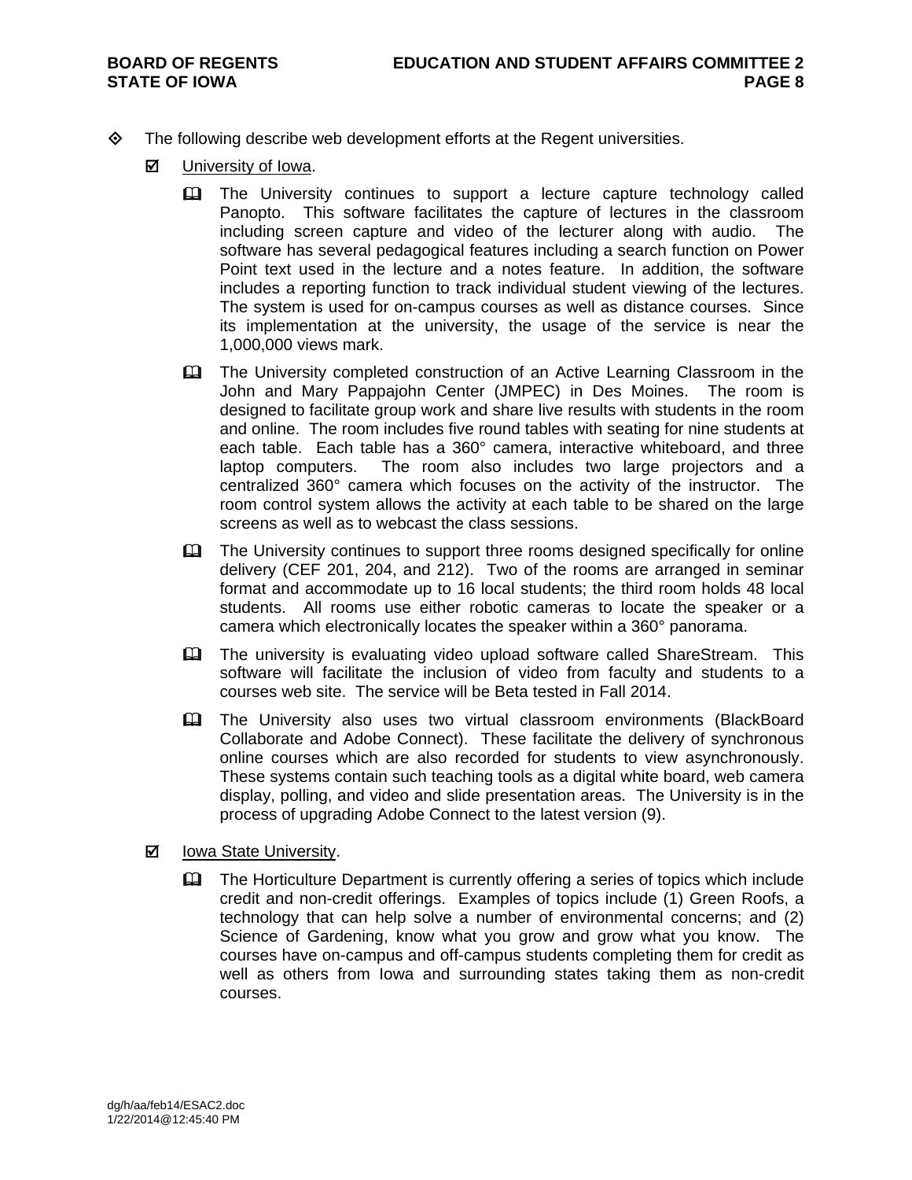- The following describe web development efforts at the Regent universities.

  - University of Iowa.

    - The University continues to support a lecture capture technology called Panopto. This software facilitates the capture of lectures in the classroom including screen capture and video of the lecturer along with audio. The software has several pedagogical features including a search function on Power Point text used in the lecture and a notes feature. In addition, the software includes a reporting function to track individual student viewing of the lectures. The system is used for on-campus courses as well as distance courses. Since its implementation at the university, the usage of the service is near the 1,000,000 views mark.

    - The University completed construction of an Active Learning Classroom in the John and Mary Pappajohn Center (JMPEC) in Des Moines. The room is designed to facilitate group work and share live results with students in the room and online. The room includes five round tables with seating for nine students at each table. Each table has a 360° camera, interactive whiteboard, and three laptop computers. The room also includes two large projectors and a centralized 360° camera which focuses on the activity of the instructor. The room control system allows the activity at each table to be shared on the large screens as well as to webcast the class sessions.

    - The University continues to support three rooms designed specifically for online delivery (CEF 201, 204, and 212). Two of the rooms are arranged in seminar format and accommodate up to 16 local students; the third room holds 48 local students. All rooms use either robotic cameras to locate the speaker or a camera which electronically locates the speaker within a 360° panorama.

    - The university is evaluating video upload software called ShareStream. This software will facilitate the inclusion of video from faculty and students to a courses web site. The service will be Beta tested in Fall 2014.

    - The University also uses two virtual classroom environments (BlackBoard Collaborate and Adobe Connect). These facilitate the delivery of synchronous online courses which are also recorded for students to view asynchronously. These systems contain such teaching tools as a digital white board, web camera display, polling, and video and slide presentation areas. The University is in the process of upgrading Adobe Connect to the latest version (9).

  - Iowa State University.

    - The Horticulture Department is currently offering a series of topics which include credit and non-credit offerings. Examples of topics include (1) Green Roofs, a technology that can help solve a number of environmental concerns; and (2) Science of Gardening, know what you grow and grow what you know. The courses have on-campus and off-campus students completing them for credit as well as others from Iowa and surrounding states taking them as non-credit courses.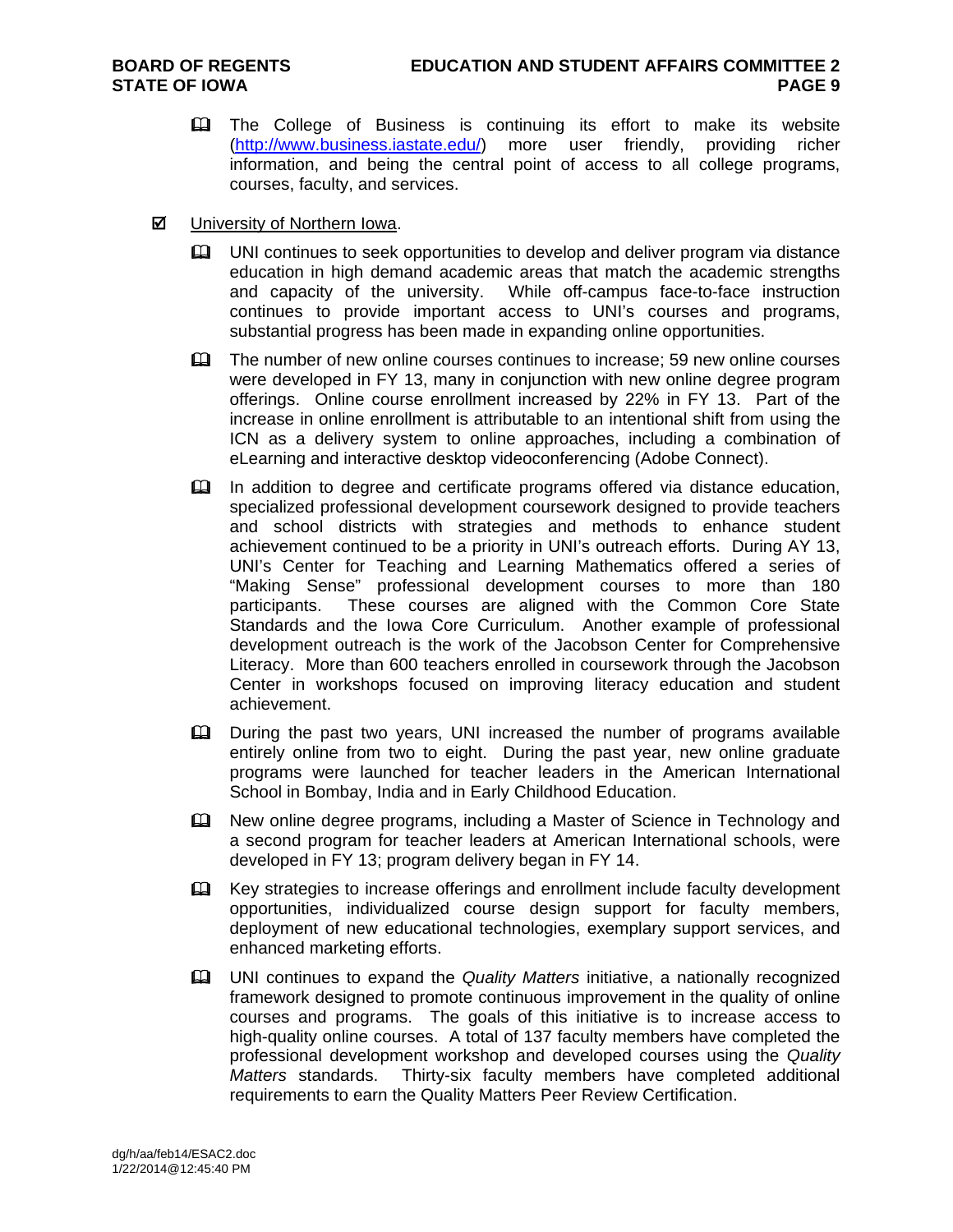- The College of Business is continuing its effort to make its website ([http://www.business.iastate.edu/](http://www.business.iastate.edu/)) more user friendly, providing richer information, and being the central point of access to all college programs, courses, faculty, and services.

- University of Northern Iowa.

  - UNI continues to seek opportunities to develop and deliver program via distance education in high demand academic areas that match the academic strengths and capacity of the university. While off-campus face-to-face instruction continues to provide important access to UNI's courses and programs, substantial progress has been made in expanding online opportunities.

  - The number of new online courses continues to increase; 59 new online courses were developed in FY 13, many in conjunction with new online degree program offerings. Online course enrollment increased by 22% in FY 13. Part of the increase in online enrollment is attributable to an intentional shift from using the ICN as a delivery system to online approaches, including a combination of eLearning and interactive desktop videoconferencing (Adobe Connect).

  - In addition to degree and certificate programs offered via distance education, specialized professional development coursework designed to provide teachers and school districts with strategies and methods to enhance student achievement continued to be a priority in UNI's outreach efforts. During AY 13, UNI's Center for Teaching and Learning Mathematics offered a series of "Making Sense" professional development courses to more than 180 participants. These courses are aligned with the Common Core State Standards and the Iowa Core Curriculum. Another example of professional development outreach is the work of the Jacobson Center for Comprehensive Literacy. More than 600 teachers enrolled in coursework through the Jacobson Center in workshops focused on improving literacy education and student achievement.

  - During the past two years, UNI increased the number of programs available entirely online from two to eight. During the past year, new online graduate programs were launched for teacher leaders in the American International School in Bombay, India and in Early Childhood Education.

  - New online degree programs, including a Master of Science in Technology and a second program for teacher leaders at American International schools, were developed in FY 13; program delivery began in FY 14.

  - Key strategies to increase offerings and enrollment include faculty development opportunities, individualized course design support for faculty members, deployment of new educational technologies, exemplary support services, and enhanced marketing efforts.

  - UNI continues to expand the *Quality Matters* initiative, a nationally recognized framework designed to promote continuous improvement in the quality of online courses and programs. The goals of this initiative is to increase access to high-quality online courses. A total of 137 faculty members have completed the professional development workshop and developed courses using the *Quality Matters* standards. Thirty-six faculty members have completed additional requirements to earn the Quality Matters Peer Review Certification.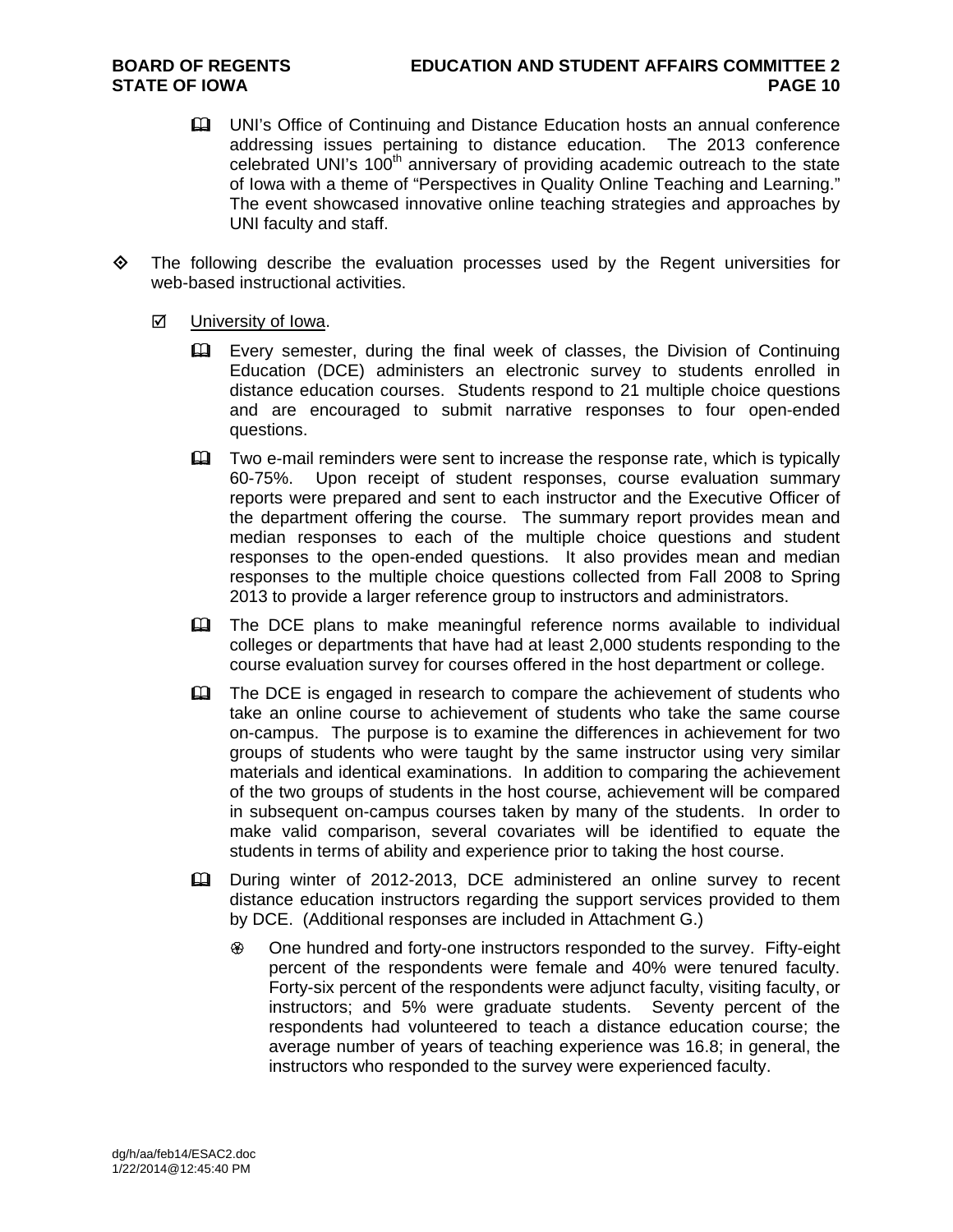- UNI's Office of Continuing and Distance Education hosts an annual conference addressing issues pertaining to distance education. The 2013 conference celebrated UNI's 100th anniversary of providing academic outreach to the state of Iowa with a theme of "Perspectives in Quality Online Teaching and Learning." The event showcased innovative online teaching strategies and approaches by UNI faculty and staff.

- The following describe the evaluation processes used by the Regent universities for web-based instructional activities.

  - University of Iowa.

    - Every semester, during the final week of classes, the Division of Continuing Education (DCE) administers an electronic survey to students enrolled in distance education courses. Students respond to 21 multiple choice questions and are encouraged to submit narrative responses to four open-ended questions.

    - Two e-mail reminders were sent to increase the response rate, which is typically 60-75%. Upon receipt of student responses, course evaluation summary reports were prepared and sent to each instructor and the Executive Officer of the department offering the course. The summary report provides mean and median responses to each of the multiple choice questions and student responses to the open-ended questions. It also provides mean and median responses to the multiple choice questions collected from Fall 2008 to Spring 2013 to provide a larger reference group to instructors and administrators.

    - The DCE plans to make meaningful reference norms available to individual colleges or departments that have had at least 2,000 students responding to the course evaluation survey for courses offered in the host department or college.

    - The DCE is engaged in research to compare the achievement of students who take an online course to achievement of students who take the same course on-campus. The purpose is to examine the differences in achievement for two groups of students who were taught by the same instructor using very similar materials and identical examinations. In addition to comparing the achievement of the two groups of students in the host course, achievement will be compared in subsequent on-campus courses taken by many of the students. In order to make valid comparison, several covariates will be identified to equate the students in terms of ability and experience prior to taking the host course.

    - During winter of 2012-2013, DCE administered an online survey to recent distance education instructors regarding the support services provided to them by DCE. (Additional responses are included in Attachment G.)

      - One hundred and forty-one instructors responded to the survey. Fifty-eight percent of the respondents were female and 40% were tenured faculty. Forty-six percent of the respondents were adjunct faculty, visiting faculty, or instructors; and 5% were graduate students. Seventy percent of the respondents had volunteered to teach a distance education course; the average number of years of teaching experience was 16.8; in general, the instructors who responded to the survey were experienced faculty.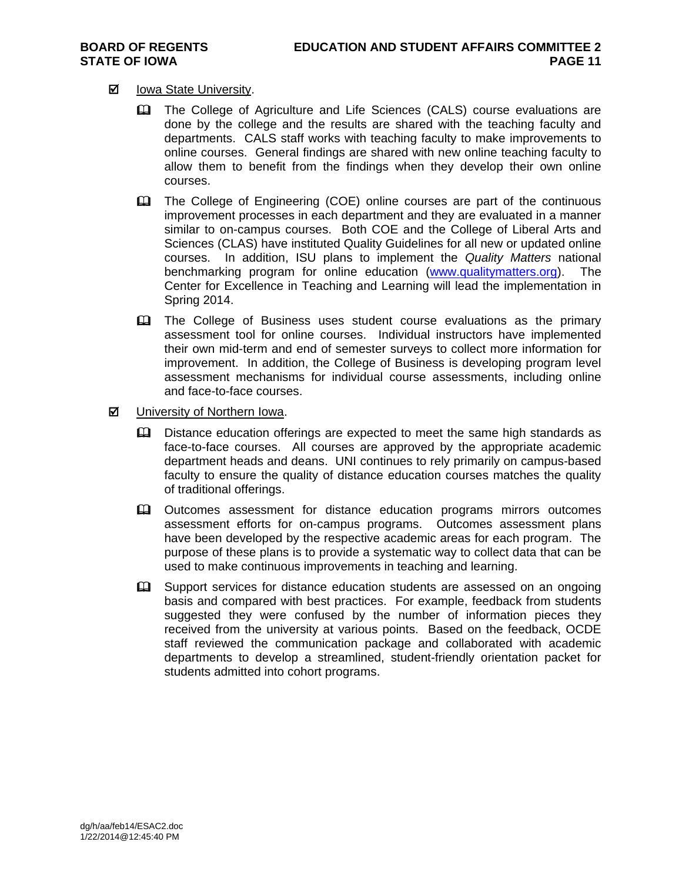- ☑ Iowa State University.
  - The College of Agriculture and Life Sciences (CALS) course evaluations are done by the college and the results are shared with the teaching faculty and departments. CALS staff works with teaching faculty to make improvements to online courses. General findings are shared with new online teaching faculty to allow them to benefit from the findings when they develop their own online courses.
  - The College of Engineering (COE) online courses are part of the continuous improvement processes in each department and they are evaluated in a manner similar to on-campus courses. Both COE and the College of Liberal Arts and Sciences (CLAS) have instituted Quality Guidelines for all new or updated online courses. In addition, ISU plans to implement the *Quality Matters* national benchmarking program for online education (www.qualitymatters.org). The Center for Excellence in Teaching and Learning will lead the implementation in Spring 2014.
  - The College of Business uses student course evaluations as the primary assessment tool for online courses. Individual instructors have implemented their own mid-term and end of semester surveys to collect more information for improvement. In addition, the College of Business is developing program level assessment mechanisms for individual course assessments, including online and face-to-face courses.
- ☑ University of Northern Iowa.
  - Distance education offerings are expected to meet the same high standards as face-to-face courses. All courses are approved by the appropriate academic department heads and deans. UNI continues to rely primarily on campus-based faculty to ensure the quality of distance education courses matches the quality of traditional offerings.
  - Outcomes assessment for distance education programs mirrors outcomes assessment efforts for on-campus programs. Outcomes assessment plans have been developed by the respective academic areas for each program. The purpose of these plans is to provide a systematic way to collect data that can be used to make continuous improvements in teaching and learning.
  - Support services for distance education students are assessed on an ongoing basis and compared with best practices. For example, feedback from students suggested they were confused by the number of information pieces they received from the university at various points. Based on the feedback, OCDE staff reviewed the communication package and collaborated with academic departments to develop a streamlined, student-friendly orientation packet for students admitted into cohort programs.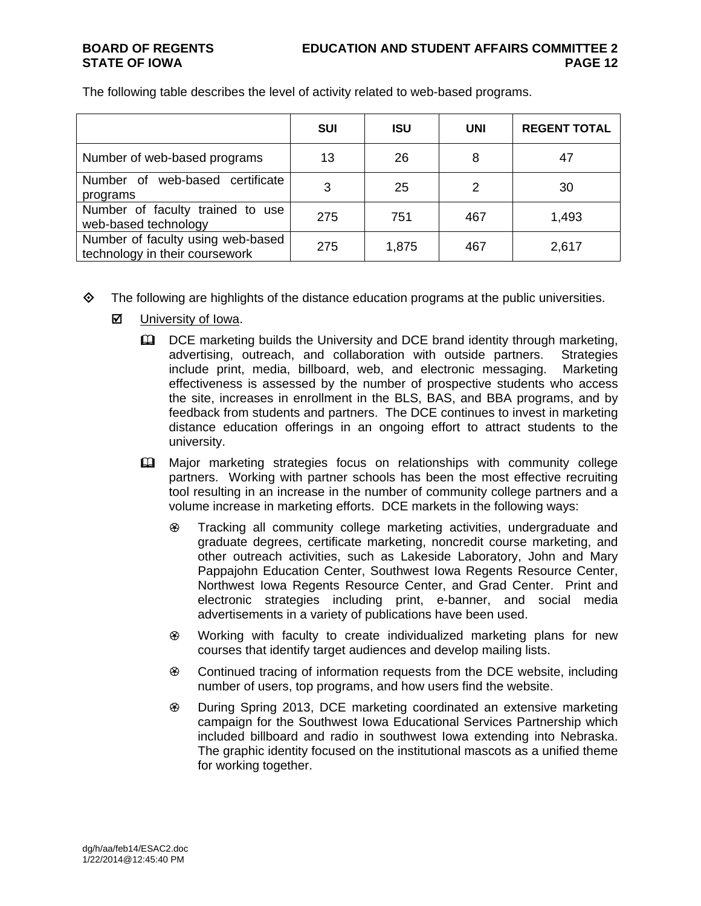The following table describes the level of activity related to web-based programs.

| | SUI | ISU | UNI | REGENT TOTAL |
|---|---|---|---|---|
| Number of web-based programs | 13 | 26 | 8 | 47 |
| Number of web-based certificate programs | 3 | 25 | 2 | 30 |
| Number of faculty trained to use web-based technology | 275 | 751 | 467 | 1,493 |
| Number of faculty using web-based technology in their coursework | 275 | 1,875 | 467 | 2,617 |

- The following are highlights of the distance education programs at the public universities.
  - University of Iowa.
    - DCE marketing builds the University and DCE brand identity through marketing, advertising, outreach, and collaboration with outside partners. Strategies include print, media, billboard, web, and electronic messaging. Marketing effectiveness is assessed by the number of prospective students who access the site, increases in enrollment in the BLS, BAS, and BBA programs, and by feedback from students and partners. The DCE continues to invest in marketing distance education offerings in an ongoing effort to attract students to the university.
    - Major marketing strategies focus on relationships with community college partners. Working with partner schools has been the most effective recruiting tool resulting in an increase in the number of community college partners and a volume increase in marketing efforts. DCE markets in the following ways:
      - Tracking all community college marketing activities, undergraduate and graduate degrees, certificate marketing, noncredit course marketing, and other outreach activities, such as Lakeside Laboratory, John and Mary Pappajohn Education Center, Southwest Iowa Regents Resource Center, Northwest Iowa Regents Resource Center, and Grad Center. Print and electronic strategies including print, e-banner, and social media advertisements in a variety of publications have been used.
      - Working with faculty to create individualized marketing plans for new courses that identify target audiences and develop mailing lists.
      - Continued tracing of information requests from the DCE website, including number of users, top programs, and how users find the website.
      - During Spring 2013, DCE marketing coordinated an extensive marketing campaign for the Southwest Iowa Educational Services Partnership which included billboard and radio in southwest Iowa extending into Nebraska. The graphic identity focused on the institutional mascots as a unified theme for working together.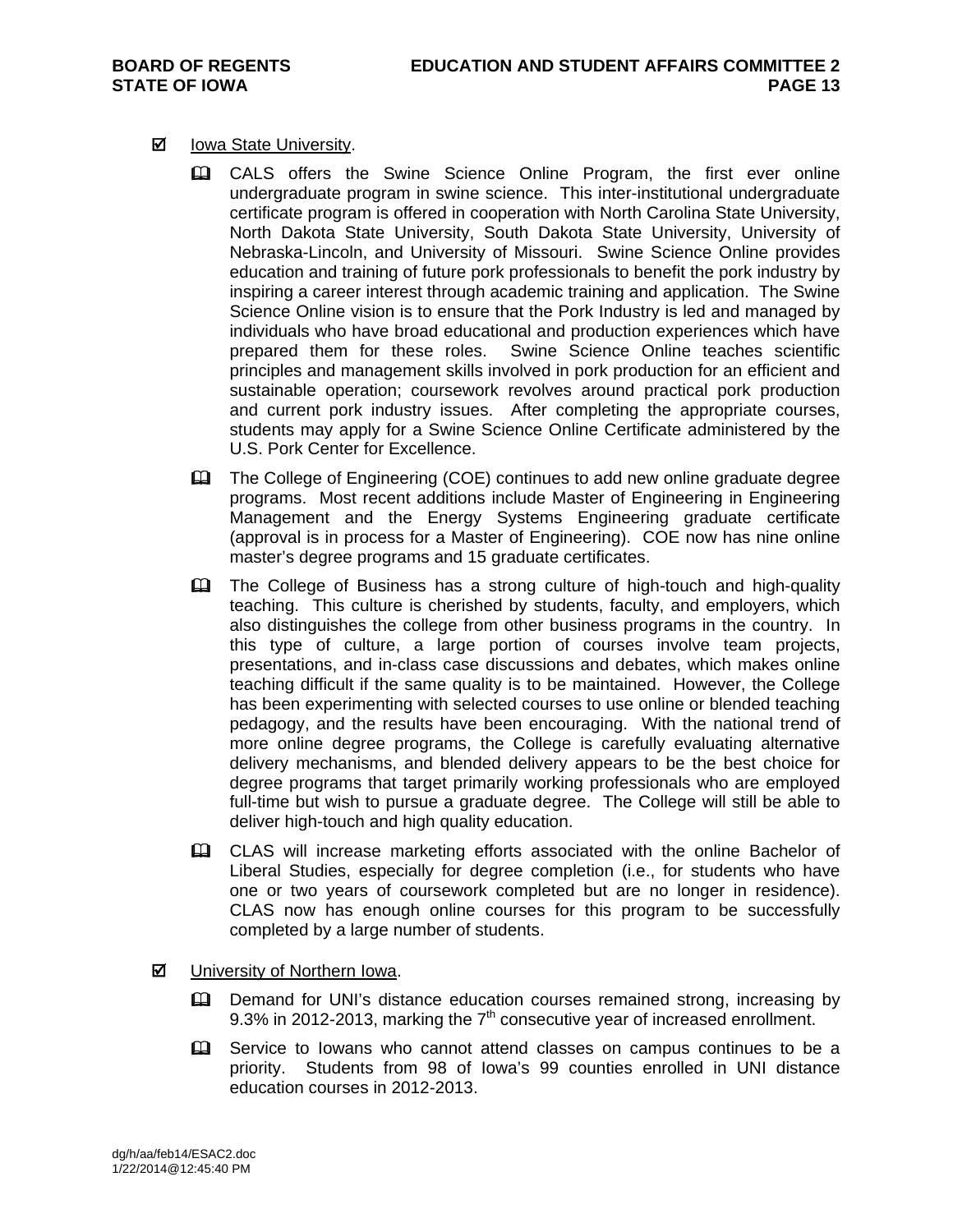- ☑ Iowa State University.
  - 🕮 CALS offers the Swine Science Online Program, the first ever online undergraduate program in swine science. This inter-institutional undergraduate certificate program is offered in cooperation with North Carolina State University, North Dakota State University, South Dakota State University, University of Nebraska-Lincoln, and University of Missouri. Swine Science Online provides education and training of future pork professionals to benefit the pork industry by inspiring a career interest through academic training and application. The Swine Science Online vision is to ensure that the Pork Industry is led and managed by individuals who have broad educational and production experiences which have prepared them for these roles. Swine Science Online teaches scientific principles and management skills involved in pork production for an efficient and sustainable operation; coursework revolves around practical pork production and current pork industry issues. After completing the appropriate courses, students may apply for a Swine Science Online Certificate administered by the U.S. Pork Center for Excellence.
  - 🕮 The College of Engineering (COE) continues to add new online graduate degree programs. Most recent additions include Master of Engineering in Engineering Management and the Energy Systems Engineering graduate certificate (approval is in process for a Master of Engineering). COE now has nine online master's degree programs and 15 graduate certificates.
  - 🕮 The College of Business has a strong culture of high-touch and high-quality teaching. This culture is cherished by students, faculty, and employers, which also distinguishes the college from other business programs in the country. In this type of culture, a large portion of courses involve team projects, presentations, and in-class case discussions and debates, which makes online teaching difficult if the same quality is to be maintained. However, the College has been experimenting with selected courses to use online or blended teaching pedagogy, and the results have been encouraging. With the national trend of more online degree programs, the College is carefully evaluating alternative delivery mechanisms, and blended delivery appears to be the best choice for degree programs that target primarily working professionals who are employed full-time but wish to pursue a graduate degree. The College will still be able to deliver high-touch and high quality education.
  - 🕮 CLAS will increase marketing efforts associated with the online Bachelor of Liberal Studies, especially for degree completion (i.e., for students who have one or two years of coursework completed but are no longer in residence). CLAS now has enough online courses for this program to be successfully completed by a large number of students.
- ☑ University of Northern Iowa.
  - 🕮 Demand for UNI's distance education courses remained strong, increasing by 9.3% in 2012-2013, marking the 7th consecutive year of increased enrollment.
  - 🕮 Service to Iowans who cannot attend classes on campus continues to be a priority. Students from 98 of Iowa's 99 counties enrolled in UNI distance education courses in 2012-2013.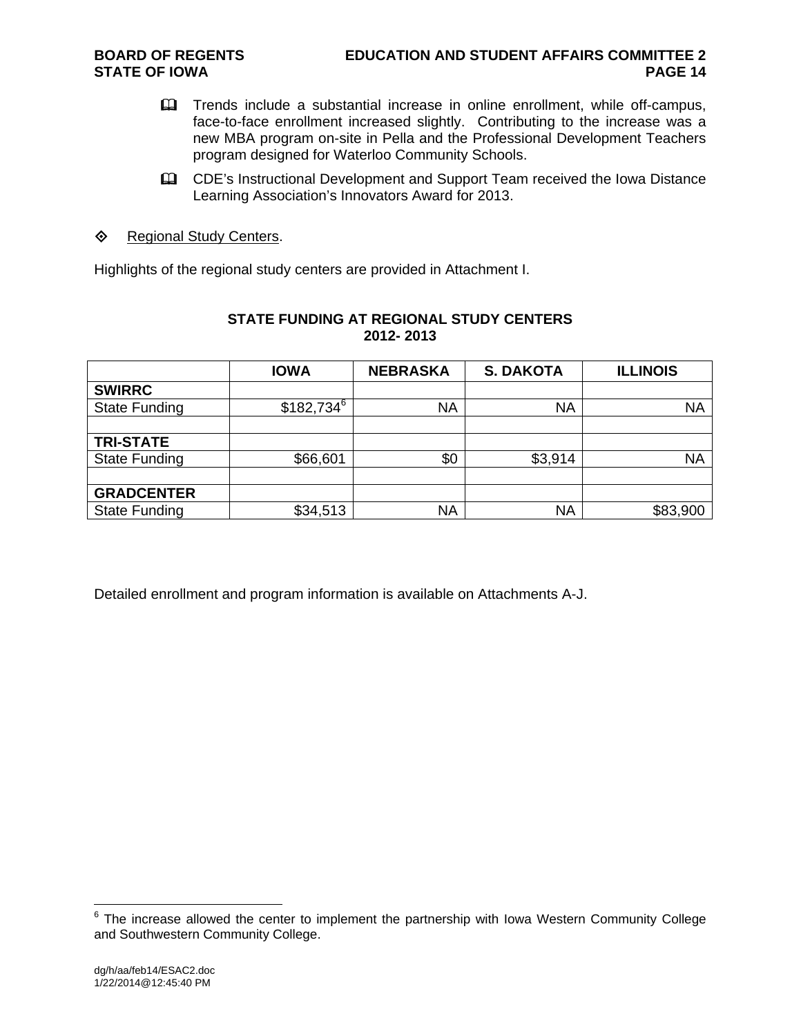- Trends include a substantial increase in online enrollment, while off-campus, face-to-face enrollment increased slightly. Contributing to the increase was a new MBA program on-site in Pella and the Professional Development Teachers program designed for Waterloo Community Schools.
- CDE's Instructional Development and Support Team received the Iowa Distance Learning Association's Innovators Award for 2013.

◈ Regional Study Centers.

Highlights of the regional study centers are provided in Attachment I.

**STATE FUNDING AT REGIONAL STUDY CENTERS**
**2012- 2013**

| | IOWA | NEBRASKA | S. DAKOTA | ILLINOIS |
|---|---|---|---|---|
| **SWIRRC** | | | | |
| State Funding | $182,734[6] | NA | NA | NA |
| | | | | |
| **TRI-STATE** | | | | |
| State Funding | $66,601 | $0 | $3,914 | NA |
| | | | | |
| **GRADCENTER** | | | | |
| State Funding | $34,513 | NA | NA | $83,900 |

Detailed enrollment and program information is available on Attachments A-J.

[6] The increase allowed the center to implement the partnership with Iowa Western Community College and Southwestern Community College.

dg/h/aa/feb14/ESAC2.doc
1/22/2014@12:45:40 PM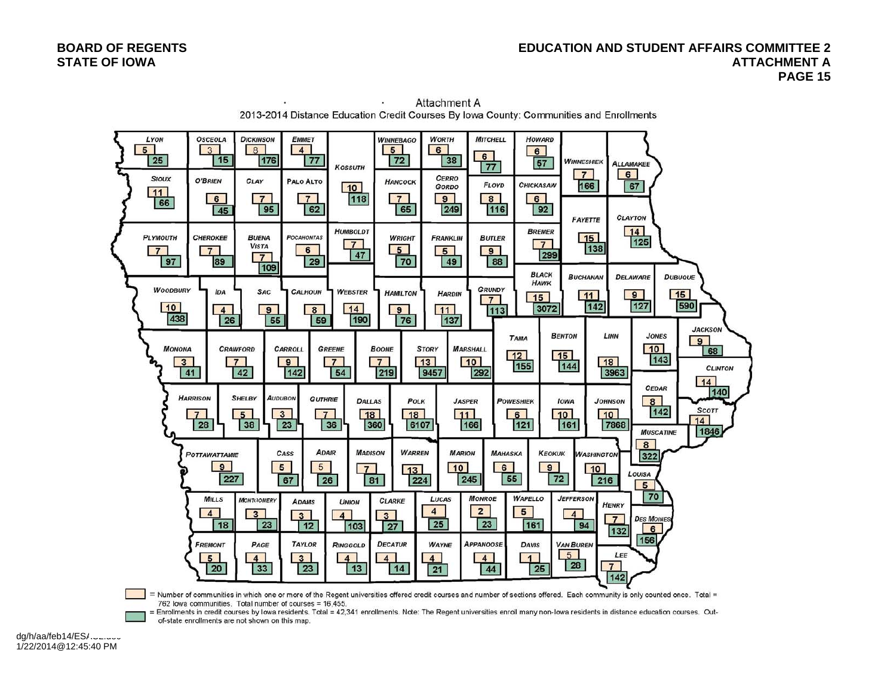BOARD OF REGENTS
STATE OF IOWA

EDUCATION AND STUDENT AFFAIRS COMMITTEE 2
ATTACHMENT A

Attachment A

2013-2014 Distance Education Credit Courses By Iowa County: Communities and Enrollments

| County | Communities | Enrollments |
|---|---|---|
| Lyon | 5 | 25 |
| Osceola | 3 | 15 |
| Dickinson | 8 | 176 |
| Emmet | 4 | 77 |
| Kossuth | 10 | 118 |
| Winnebago | 5 | 72 |
| Worth | 6 | 38 |
| Mitchell | 6 | 77 |
| Howard | 6 | 57 |
| Winneshiek | 7 | 166 |
| Allamakee | 6 | 67 |
| Sioux | 11 | 66 |
| O'Brien | 6 | 45 |
| Clay | 7 | 95 |
| Palo Alto | 7 | 62 |
| Hancock | 7 | 65 |
| Cerro Gordo | 9 | 249 |
| Floyd | 8 | 116 |
| Chickasaw | 6 | 92 |
| Fayette | 15 | 138 |
| Clayton | 14 | 125 |
| Plymouth | 7 | 97 |
| Cherokee | 7 | 89 |
| Buena Vista | 7 | 109 |
| Pocahontas | 6 | 29 |
| Humboldt | 7 | 47 |
| Wright | 5 | 70 |
| Franklin | 5 | 49 |
| Butler | 9 | 88 |
| Bremer | 7 | 299 |
| Black Hawk | 15 | 3072 |
| Buchanan | 11 | 142 |
| Delaware | 9 | 127 |
| Dubuque | 15 | 590 |
| Woodbury | 10 | 438 |
| Ida | 4 | 26 |
| Sac | 9 | 55 |
| Calhoun | 8 | 59 |
| Webster | 14 | 190 |
| Hamilton | 9 | 76 |
| Hardin | 11 | 137 |
| Grundy | 7 | 113 |
| Tama | 12 | 155 |
| Benton | 15 | 144 |
| Linn | 18 | 3963 |
| Jones | 10 | 143 |
| Jackson | 9 | 68 |
| Monona | 3 | 41 |
| Crawford | 7 | 42 |
| Carroll | 9 | 142 |
| Greene | 7 | 54 |
| Boone | 7 | 219 |
| Story | 13 | 9457 |
| Marshall | 10 | 292 |
| Clinton | 14 | 140 |
| Cedar | 8 | 142 |
| Harrison | 7 | 28 |
| Shelby | 5 | 38 |
| Audubon | 3 | 23 |
| Guthrie | 7 | 36 |
| Dallas | 18 | 360 |
| Polk | 18 | 6107 |
| Jasper | 11 | 166 |
| Poweshiek | 6 | 121 |
| Iowa | 10 | 161 |
| Johnson | 10 | 7868 |
| Scott | 14 | 1846 |
| Muscatine | 8 | 322 |
| Pottawattamie | 9 | 227 |
| Cass | 5 | 67 |
| Adair | 5 | 26 |
| Madison | 7 | 81 |
| Warren | 13 | 224 |
| Marion | 10 | 245 |
| Mahaska | 6 | 55 |
| Keokuk | 9 | 72 |
| Washington | 10 | 216 |
| Louisa | 5 | 70 |
| Mills | 4 | 18 |
| Montgomery | 3 | 23 |
| Adams | 3 | 12 |
| Union | 4 | 103 |
| Clarke | 3 | 27 |
| Lucas | 4 | 25 |
| Monroe | 2 | 23 |
| Wapello | 5 | 161 |
| Jefferson | 4 | 94 |
| Henry | 7 | 132 |
| Des Moines | 6 | 156 |
| Fremont | 5 | 20 |
| Page | 4 | 33 |
| Taylor | 3 | 23 |
| Ringgold | 4 | 13 |
| Decatur | 4 | 14 |
| Wayne | 4 | 21 |
| Appanoose | 4 | 44 |
| Davis | 1 | 25 |
| Van Buren | 5 | 28 |
| Lee | 7 | 142 |

= Number of communities in which one or more of the Regent universities offered credit courses and number of sections offered. Each community is only counted once. Total = 762 Iowa communities. Total number of courses = 16,455.

= Enrollments in credit courses by Iowa residents. Total = 42,341 enrollments. Note: The Regent universities enroll many non-Iowa residents in distance education courses. Out-of-state enrollments are not shown on this map.

dg/h/aa/feb14/ESA...
1/22/2014@12:45:40 PM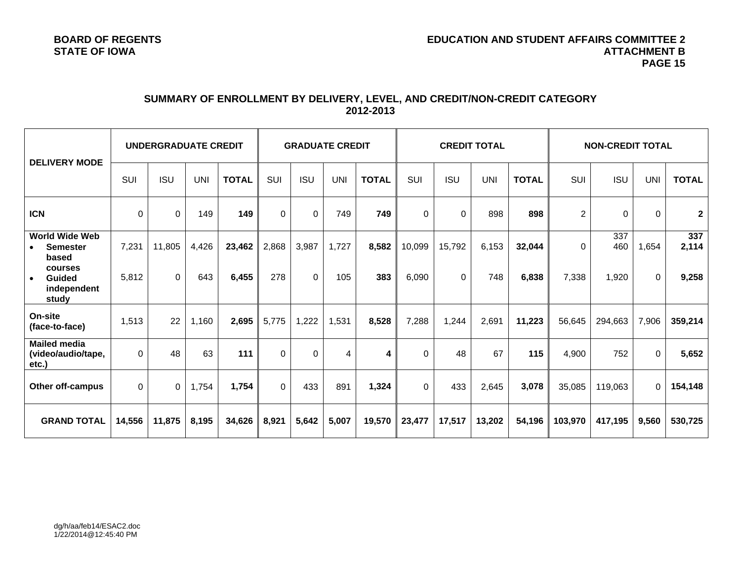## SUMMARY OF ENROLLMENT BY DELIVERY, LEVEL, AND CREDIT/NON-CREDIT CATEGORY
## 2012-2013

| DELIVERY MODE | UNDERGRADUATE CREDIT | | | | GRADUATE CREDIT | | | | CREDIT TOTAL | | | | NON-CREDIT TOTAL | | | |
|---|---|---|---|---|---|---|---|---|---|---|---|---|---|---|---|---|
| | SUI | ISU | UNI | **TOTAL** | SUI | ISU | UNI | **TOTAL** | SUI | ISU | UNI | **TOTAL** | SUI | ISU | UNI | **TOTAL** |
| **ICN** | 0 | 0 | 149 | **149** | 0 | 0 | 749 | **749** | 0 | 0 | 898 | **898** | 2 | 0 | 0 | **2** |
| **World Wide Web** | | | | | | | | | | | | | | 337 | | **337** |
| • **Semester based courses** | 7,231 | 11,805 | 4,426 | **23,462** | 2,868 | 3,987 | 1,727 | **8,582** | 10,099 | 15,792 | 6,153 | **32,044** | 0 | 460 | 1,654 | **2,114** |
| • **Guided independent study** | 5,812 | 0 | 643 | **6,455** | 278 | 0 | 105 | **383** | 6,090 | 0 | 748 | **6,838** | 7,338 | 1,920 | 0 | **9,258** |
| **On-site (face-to-face)** | 1,513 | 22 | 1,160 | **2,695** | 5,775 | 1,222 | 1,531 | **8,528** | 7,288 | 1,244 | 2,691 | **11,223** | 56,645 | 294,663 | 7,906 | **359,214** |
| **Mailed media (video/audio/tape, etc.)** | 0 | 48 | 63 | **111** | 0 | 0 | 4 | **4** | 0 | 48 | 67 | **115** | 4,900 | 752 | 0 | **5,652** |
| **Other off-campus** | 0 | 0 | 1,754 | **1,754** | 0 | 433 | 891 | **1,324** | 0 | 433 | 2,645 | **3,078** | 35,085 | 119,063 | 0 | **154,148** |
| **GRAND TOTAL** | **14,556** | **11,875** | **8,195** | **34,626** | **8,921** | **5,642** | **5,007** | **19,570** | **23,477** | **17,517** | **13,202** | **54,196** | **103,970** | **417,195** | **9,560** | **530,725** |

dg/h/aa/feb14/ESAC2.doc
1/22/2014@12:45:40 PM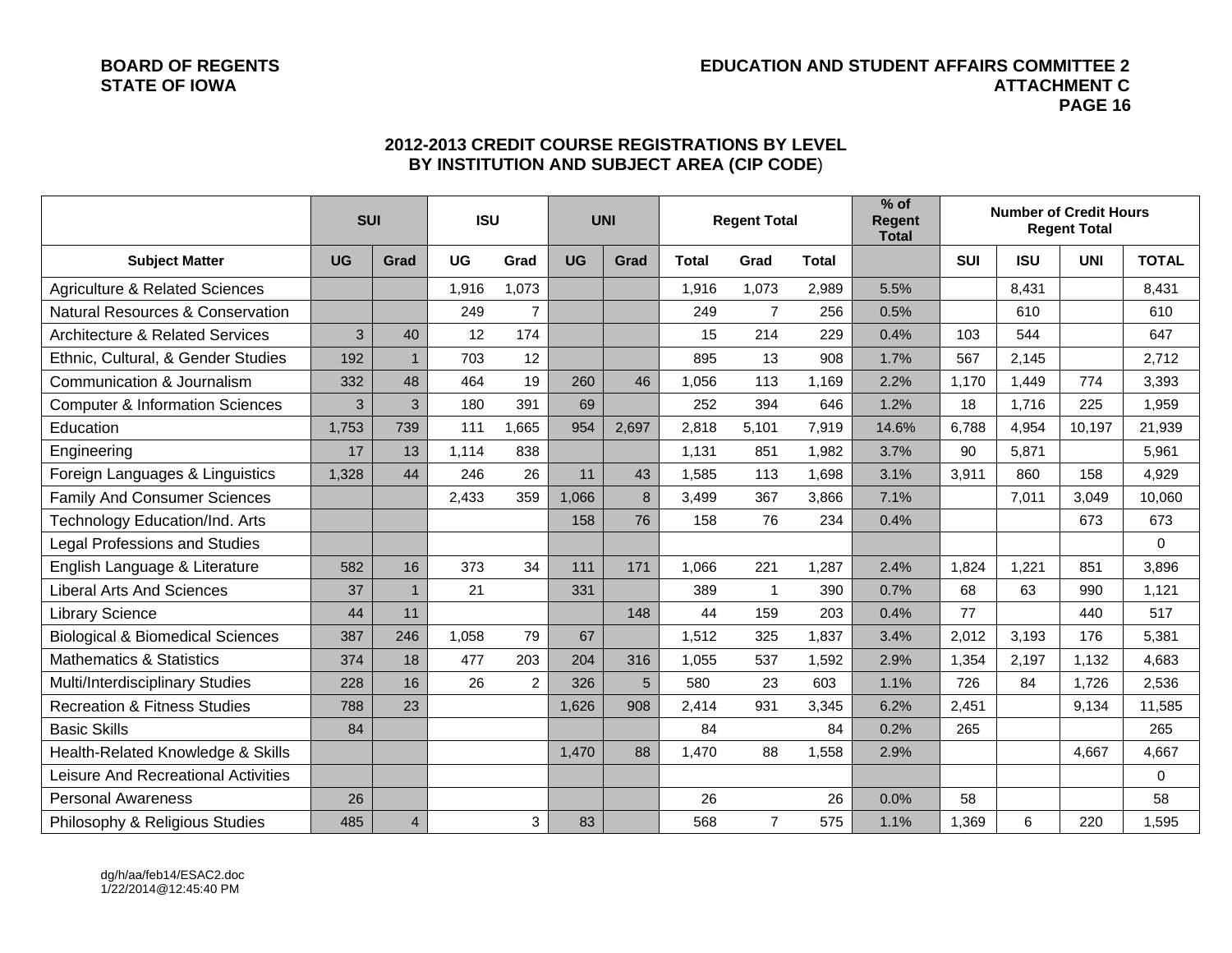**BOARD OF REGENTS**
**STATE OF IOWA**

**EDUCATION AND STUDENT AFFAIRS COMMITTEE 2**
**ATTACHMENT C**
**PAGE 16**

## 2012-2013 CREDIT COURSE REGISTRATIONS BY LEVEL BY INSTITUTION AND SUBJECT AREA (CIP CODE)

| | SUI | | ISU | | UNI | | Regent Total | | | % of Regent Total | Number of Credit Hours Regent Total | | | |
|---|---|---|---|---|---|---|---|---|---|---|---|---|---|---|
| **Subject Matter** | **UG** | **Grad** | **UG** | **Grad** | **UG** | **Grad** | **Total** | **Grad** | **Total** | | **SUI** | **ISU** | **UNI** | **TOTAL** |
| Agriculture & Related Sciences | | | 1,916 | 1,073 | | | 1,916 | 1,073 | 2,989 | 5.5% | | 8,431 | | 8,431 |
| Natural Resources & Conservation | | | 249 | 7 | | | 249 | 7 | 256 | 0.5% | | 610 | | 610 |
| Architecture & Related Services | 3 | 40 | 12 | 174 | | | 15 | 214 | 229 | 0.4% | 103 | 544 | | 647 |
| Ethnic, Cultural, & Gender Studies | 192 | 1 | 703 | 12 | | | 895 | 13 | 908 | 1.7% | 567 | 2,145 | | 2,712 |
| Communication & Journalism | 332 | 48 | 464 | 19 | 260 | 46 | 1,056 | 113 | 1,169 | 2.2% | 1,170 | 1,449 | 774 | 3,393 |
| Computer & Information Sciences | 3 | 3 | 180 | 391 | 69 | | 252 | 394 | 646 | 1.2% | 18 | 1,716 | 225 | 1,959 |
| Education | 1,753 | 739 | 111 | 1,665 | 954 | 2,697 | 2,818 | 5,101 | 7,919 | 14.6% | 6,788 | 4,954 | 10,197 | 21,939 |
| Engineering | 17 | 13 | 1,114 | 838 | | | 1,131 | 851 | 1,982 | 3.7% | 90 | 5,871 | | 5,961 |
| Foreign Languages & Linguistics | 1,328 | 44 | 246 | 26 | 11 | 43 | 1,585 | 113 | 1,698 | 3.1% | 3,911 | 860 | 158 | 4,929 |
| Family And Consumer Sciences | | | 2,433 | 359 | 1,066 | 8 | 3,499 | 367 | 3,866 | 7.1% | | 7,011 | 3,049 | 10,060 |
| Technology Education/Ind. Arts | | | | | 158 | 76 | 158 | 76 | 234 | 0.4% | | | 673 | 673 |
| Legal Professions and Studies | | | | | | | | | | | | | | 0 |
| English Language & Literature | 582 | 16 | 373 | 34 | 111 | 171 | 1,066 | 221 | 1,287 | 2.4% | 1,824 | 1,221 | 851 | 3,896 |
| Liberal Arts And Sciences | 37 | 1 | 21 | | 331 | | 389 | 1 | 390 | 0.7% | 68 | 63 | 990 | 1,121 |
| Library Science | 44 | 11 | | | | 148 | 44 | 159 | 203 | 0.4% | 77 | | 440 | 517 |
| Biological & Biomedical Sciences | 387 | 246 | 1,058 | 79 | 67 | | 1,512 | 325 | 1,837 | 3.4% | 2,012 | 3,193 | 176 | 5,381 |
| Mathematics & Statistics | 374 | 18 | 477 | 203 | 204 | 316 | 1,055 | 537 | 1,592 | 2.9% | 1,354 | 2,197 | 1,132 | 4,683 |
| Multi/Interdisciplinary Studies | 228 | 16 | 26 | 2 | 326 | 5 | 580 | 23 | 603 | 1.1% | 726 | 84 | 1,726 | 2,536 |
| Recreation & Fitness Studies | 788 | 23 | | | 1,626 | 908 | 2,414 | 931 | 3,345 | 6.2% | 2,451 | | 9,134 | 11,585 |
| Basic Skills | 84 | | | | | | 84 | | 84 | 0.2% | 265 | | | 265 |
| Health-Related Knowledge & Skills | | | | | 1,470 | 88 | 1,470 | 88 | 1,558 | 2.9% | | | 4,667 | 4,667 |
| Leisure And Recreational Activities | | | | | | | | | | | | | | 0 |
| Personal Awareness | 26 | | | | | | 26 | | 26 | 0.0% | 58 | | | 58 |
| Philosophy & Religious Studies | 485 | 4 | | 3 | 83 | | 568 | 7 | 575 | 1.1% | 1,369 | 6 | 220 | 1,595 |

dg/h/aa/feb14/ESAC2.doc
1/22/2014@12:45:40 PM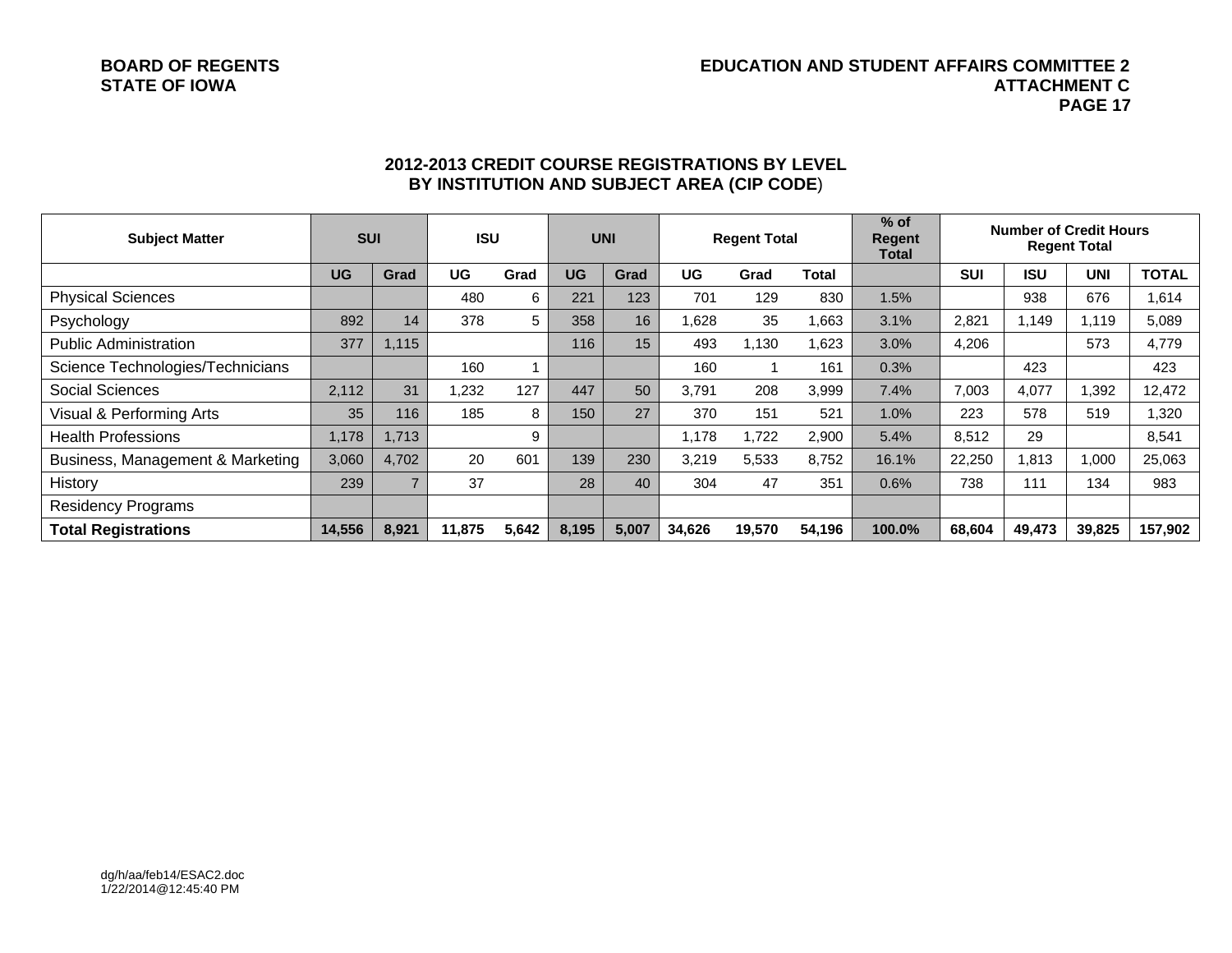BOARD OF REGENTS
STATE OF IOWA

EDUCATION AND STUDENT AFFAIRS COMMITTEE 2
ATTACHMENT C
PAGE 17

## 2012-2013 CREDIT COURSE REGISTRATIONS BY LEVEL BY INSTITUTION AND SUBJECT AREA (CIP CODE)

| Subject Matter | SUI | | ISU | | UNI | | Regent Total | | | % of Regent Total | Number of Credit Hours Regent Total | | | |
|---|---|---|---|---|---|---|---|---|---|---|---|---|---|---|
| | UG | Grad | UG | Grad | UG | Grad | UG | Grad | Total | | SUI | ISU | UNI | TOTAL |
| Physical Sciences | | | 480 | 6 | 221 | 123 | 701 | 129 | 830 | 1.5% | | 938 | 676 | 1,614 |
| Psychology | 892 | 14 | 378 | 5 | 358 | 16 | 1,628 | 35 | 1,663 | 3.1% | 2,821 | 1,149 | 1,119 | 5,089 |
| Public Administration | 377 | 1,115 | | | 116 | 15 | 493 | 1,130 | 1,623 | 3.0% | 4,206 | | 573 | 4,779 |
| Science Technologies/Technicians | | | 160 | 1 | | | 160 | 1 | 161 | 0.3% | | 423 | | 423 |
| Social Sciences | 2,112 | 31 | 1,232 | 127 | 447 | 50 | 3,791 | 208 | 3,999 | 7.4% | 7,003 | 4,077 | 1,392 | 12,472 |
| Visual & Performing Arts | 35 | 116 | 185 | 8 | 150 | 27 | 370 | 151 | 521 | 1.0% | 223 | 578 | 519 | 1,320 |
| Health Professions | 1,178 | 1,713 | | 9 | | | 1,178 | 1,722 | 2,900 | 5.4% | 8,512 | 29 | | 8,541 |
| Business, Management & Marketing | 3,060 | 4,702 | 20 | 601 | 139 | 230 | 3,219 | 5,533 | 8,752 | 16.1% | 22,250 | 1,813 | 1,000 | 25,063 |
| History | 239 | 7 | 37 | | 28 | 40 | 304 | 47 | 351 | 0.6% | 738 | 111 | 134 | 983 |
| Residency Programs | | | | | | | | | | | | | | |
| **Total Registrations** | **14,556** | **8,921** | **11,875** | **5,642** | **8,195** | **5,007** | **34,626** | **19,570** | **54,196** | **100.0%** | **68,604** | **49,473** | **39,825** | **157,902** |

dg/h/aa/feb14/ESAC2.doc
1/22/2014@12:45:40 PM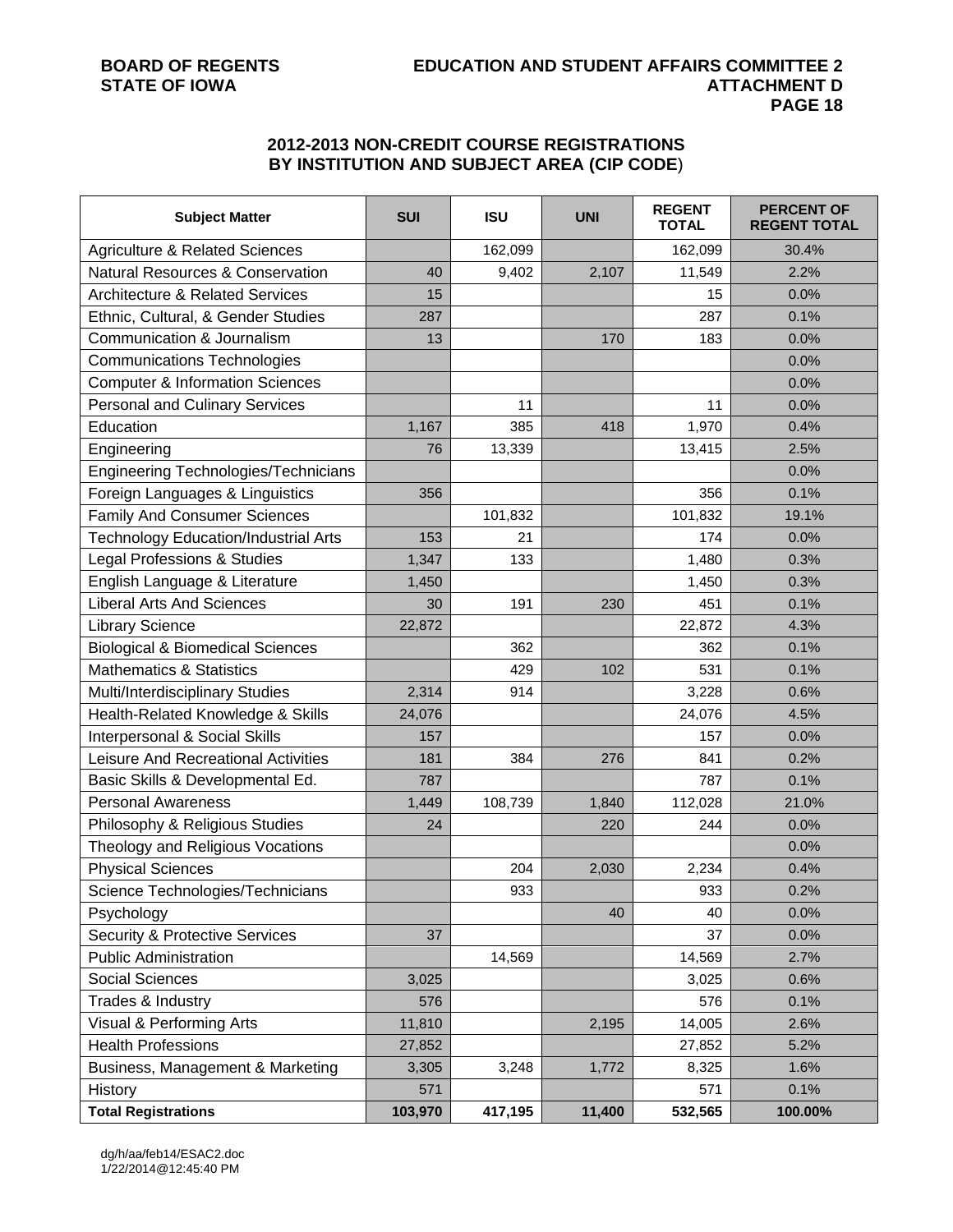## 2012-2013 NON-CREDIT COURSE REGISTRATIONS BY INSTITUTION AND SUBJECT AREA (CIP CODE)

| Subject Matter | SUI | ISU | UNI | REGENT TOTAL | PERCENT OF REGENT TOTAL |
|---|---|---|---|---|---|
| Agriculture & Related Sciences | | 162,099 | | 162,099 | 30.4% |
| Natural Resources & Conservation | 40 | 9,402 | 2,107 | 11,549 | 2.2% |
| Architecture & Related Services | 15 | | | 15 | 0.0% |
| Ethnic, Cultural, & Gender Studies | 287 | | | 287 | 0.1% |
| Communication & Journalism | 13 | | 170 | 183 | 0.0% |
| Communications Technologies | | | | | 0.0% |
| Computer & Information Sciences | | | | | 0.0% |
| Personal and Culinary Services | | 11 | | 11 | 0.0% |
| Education | 1,167 | 385 | 418 | 1,970 | 0.4% |
| Engineering | 76 | 13,339 | | 13,415 | 2.5% |
| Engineering Technologies/Technicians | | | | | 0.0% |
| Foreign Languages & Linguistics | 356 | | | 356 | 0.1% |
| Family And Consumer Sciences | | 101,832 | | 101,832 | 19.1% |
| Technology Education/Industrial Arts | 153 | 21 | | 174 | 0.0% |
| Legal Professions & Studies | 1,347 | 133 | | 1,480 | 0.3% |
| English Language & Literature | 1,450 | | | 1,450 | 0.3% |
| Liberal Arts And Sciences | 30 | 191 | 230 | 451 | 0.1% |
| Library Science | 22,872 | | | 22,872 | 4.3% |
| Biological & Biomedical Sciences | | 362 | | 362 | 0.1% |
| Mathematics & Statistics | | 429 | 102 | 531 | 0.1% |
| Multi/Interdisciplinary Studies | 2,314 | 914 | | 3,228 | 0.6% |
| Health-Related Knowledge & Skills | 24,076 | | | 24,076 | 4.5% |
| Interpersonal & Social Skills | 157 | | | 157 | 0.0% |
| Leisure And Recreational Activities | 181 | 384 | 276 | 841 | 0.2% |
| Basic Skills & Developmental Ed. | 787 | | | 787 | 0.1% |
| Personal Awareness | 1,449 | 108,739 | 1,840 | 112,028 | 21.0% |
| Philosophy & Religious Studies | 24 | | 220 | 244 | 0.0% |
| Theology and Religious Vocations | | | | | 0.0% |
| Physical Sciences | | 204 | 2,030 | 2,234 | 0.4% |
| Science Technologies/Technicians | | 933 | | 933 | 0.2% |
| Psychology | | | 40 | 40 | 0.0% |
| Security & Protective Services | 37 | | | 37 | 0.0% |
| Public Administration | | 14,569 | | 14,569 | 2.7% |
| Social Sciences | 3,025 | | | 3,025 | 0.6% |
| Trades & Industry | 576 | | | 576 | 0.1% |
| Visual & Performing Arts | 11,810 | | 2,195 | 14,005 | 2.6% |
| Health Professions | 27,852 | | | 27,852 | 5.2% |
| Business, Management & Marketing | 3,305 | 3,248 | 1,772 | 8,325 | 1.6% |
| History | 571 | | | 571 | 0.1% |
| **Total Registrations** | **103,970** | **417,195** | **11,400** | **532,565** | **100.00%** |

dg/h/aa/feb14/ESAC2.doc
1/22/2014@12:45:40 PM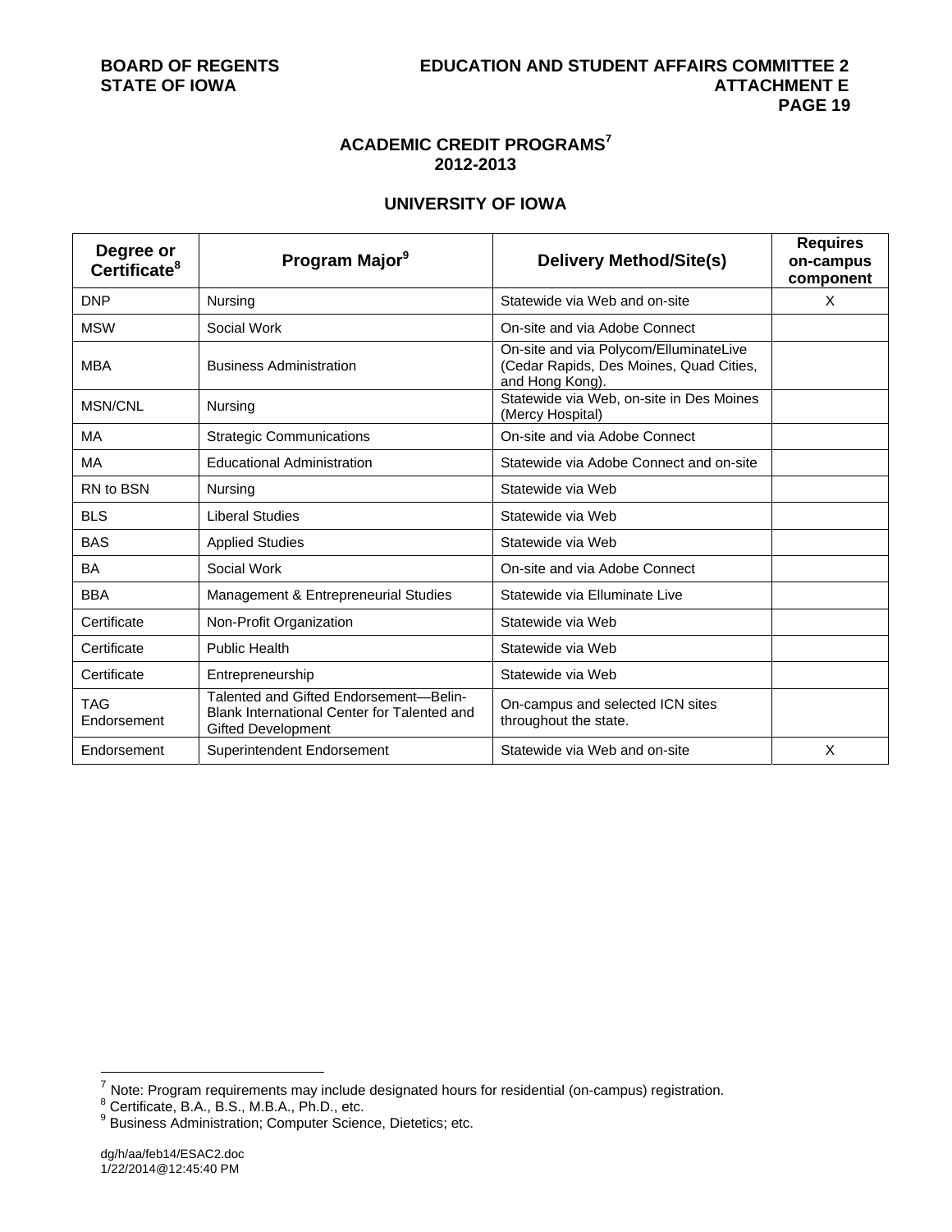## ACADEMIC CREDIT PROGRAMS[7]
## 2012-2013

### UNIVERSITY OF IOWA

| Degree or Certificate[8] | Program Major[9] | Delivery Method/Site(s) | Requires on-campus component |
|---|---|---|---|
| DNP | Nursing | Statewide via Web and on-site | X |
| MSW | Social Work | On-site and via Adobe Connect | |
| MBA | Business Administration | On-site and via Polycom/ElluminateLive (Cedar Rapids, Des Moines, Quad Cities, and Hong Kong). | |
| MSN/CNL | Nursing | Statewide via Web, on-site in Des Moines (Mercy Hospital) | |
| MA | Strategic Communications | On-site and via Adobe Connect | |
| MA | Educational Administration | Statewide via Adobe Connect and on-site | |
| RN to BSN | Nursing | Statewide via Web | |
| BLS | Liberal Studies | Statewide via Web | |
| BAS | Applied Studies | Statewide via Web | |
| BA | Social Work | On-site and via Adobe Connect | |
| BBA | Management & Entrepreneurial Studies | Statewide via Elluminate Live | |
| Certificate | Non-Profit Organization | Statewide via Web | |
| Certificate | Public Health | Statewide via Web | |
| Certificate | Entrepreneurship | Statewide via Web | |
| TAG Endorsement | Talented and Gifted Endorsement—Belin-Blank International Center for Talented and Gifted Development | On-campus and selected ICN sites throughout the state. | |
| Endorsement | Superintendent Endorsement | Statewide via Web and on-site | X |

[7] Note: Program requirements may include designated hours for residential (on-campus) registration.
[8] Certificate, B.A., B.S., M.B.A., Ph.D., etc.
[9] Business Administration; Computer Science, Dietetics; etc.

dg/h/aa/feb14/ESAC2.doc
1/22/2014@12:45:40 PM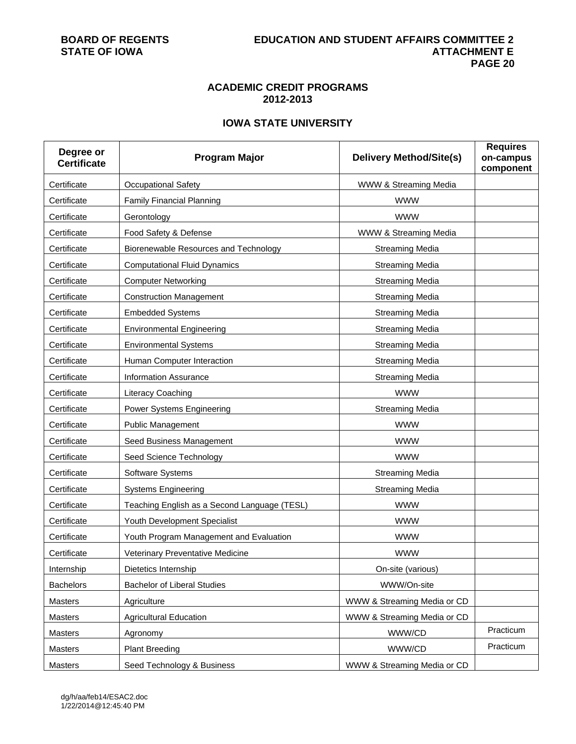## ACADEMIC CREDIT PROGRAMS
## 2012-2013

### IOWA STATE UNIVERSITY

| Degree or Certificate | Program Major | Delivery Method/Site(s) | Requires on-campus component |
|---|---|---|---|
| Certificate | Occupational Safety | WWW & Streaming Media | |
| Certificate | Family Financial Planning | WWW | |
| Certificate | Gerontology | WWW | |
| Certificate | Food Safety & Defense | WWW & Streaming Media | |
| Certificate | Biorenewable Resources and Technology | Streaming Media | |
| Certificate | Computational Fluid Dynamics | Streaming Media | |
| Certificate | Computer Networking | Streaming Media | |
| Certificate | Construction Management | Streaming Media | |
| Certificate | Embedded Systems | Streaming Media | |
| Certificate | Environmental Engineering | Streaming Media | |
| Certificate | Environmental Systems | Streaming Media | |
| Certificate | Human Computer Interaction | Streaming Media | |
| Certificate | Information Assurance | Streaming Media | |
| Certificate | Literacy Coaching | WWW | |
| Certificate | Power Systems Engineering | Streaming Media | |
| Certificate | Public Management | WWW | |
| Certificate | Seed Business Management | WWW | |
| Certificate | Seed Science Technology | WWW | |
| Certificate | Software Systems | Streaming Media | |
| Certificate | Systems Engineering | Streaming Media | |
| Certificate | Teaching English as a Second Language (TESL) | WWW | |
| Certificate | Youth Development Specialist | WWW | |
| Certificate | Youth Program Management and Evaluation | WWW | |
| Certificate | Veterinary Preventative Medicine | WWW | |
| Internship | Dietetics Internship | On-site (various) | |
| Bachelors | Bachelor of Liberal Studies | WWW/On-site | |
| Masters | Agriculture | WWW & Streaming Media or CD | |
| Masters | Agricultural Education | WWW & Streaming Media or CD | |
| Masters | Agronomy | WWW/CD | Practicum |
| Masters | Plant Breeding | WWW/CD | Practicum |
| Masters | Seed Technology & Business | WWW & Streaming Media or CD | |

dg/h/aa/feb14/ESAC2.doc
1/22/2014@12:45:40 PM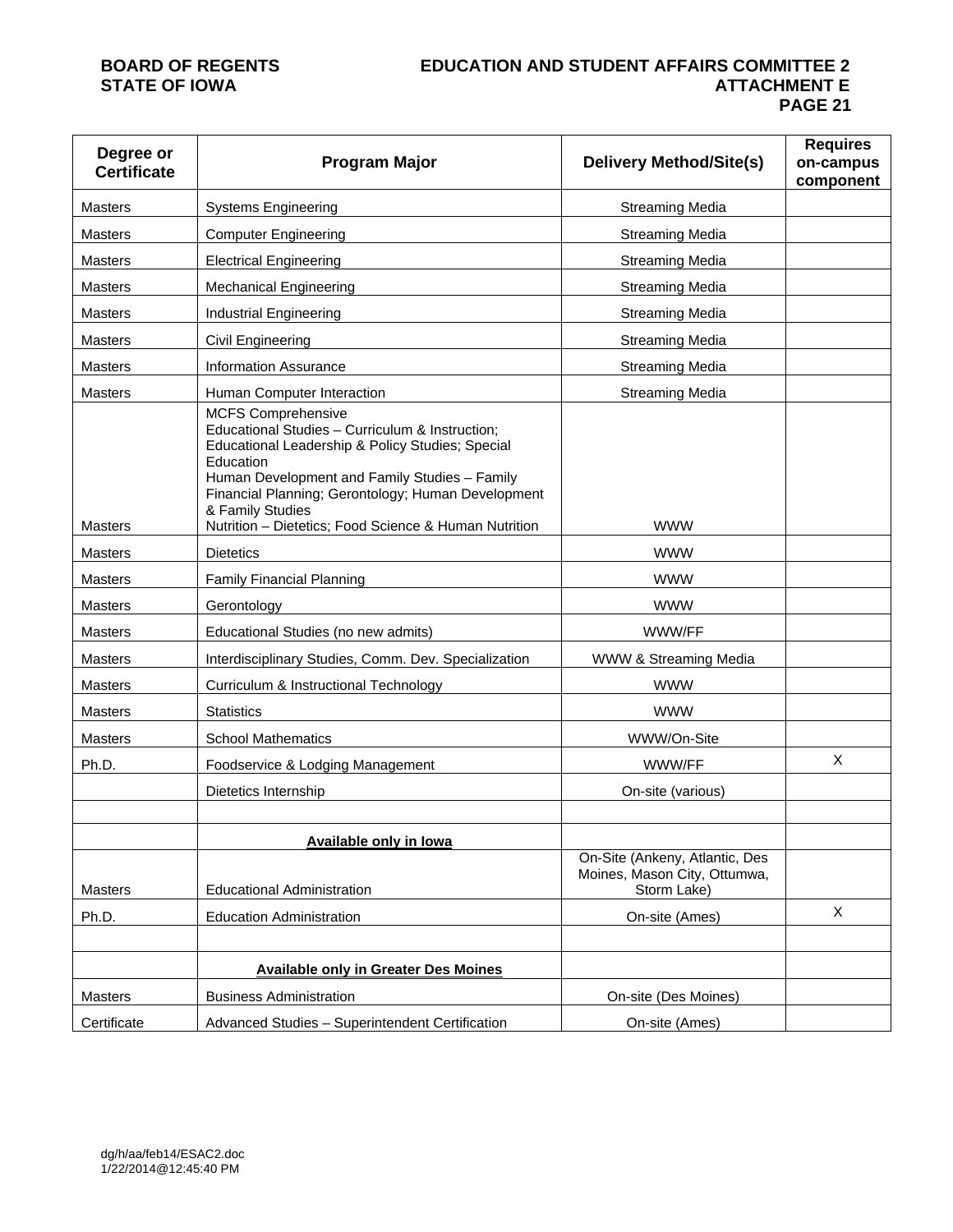| Degree or Certificate | Program Major | Delivery Method/Site(s) | Requires on-campus component |
|---|---|---|---|
| Masters | Systems Engineering | Streaming Media | |
| Masters | Computer Engineering | Streaming Media | |
| Masters | Electrical Engineering | Streaming Media | |
| Masters | Mechanical Engineering | Streaming Media | |
| Masters | Industrial Engineering | Streaming Media | |
| Masters | Civil Engineering | Streaming Media | |
| Masters | Information Assurance | Streaming Media | |
| Masters | Human Computer Interaction | Streaming Media | |
| Masters | MCFS Comprehensive<br>Educational Studies – Curriculum & Instruction; Educational Leadership & Policy Studies; Special Education<br>Human Development and Family Studies – Family Financial Planning; Gerontology; Human Development & Family Studies<br>Nutrition – Dietetics; Food Science & Human Nutrition | WWW | |
| Masters | Dietetics | WWW | |
| Masters | Family Financial Planning | WWW | |
| Masters | Gerontology | WWW | |
| Masters | Educational Studies (no new admits) | WWW/FF | |
| Masters | Interdisciplinary Studies, Comm. Dev. Specialization | WWW & Streaming Media | |
| Masters | Curriculum & Instructional Technology | WWW | |
| Masters | Statistics | WWW | |
| Masters | School Mathematics | WWW/On-Site | |
| Ph.D. | Foodservice & Lodging Management | WWW/FF | X |
| | Dietetics Internship | On-site (various) | |
| | | | |
| | **Available only in Iowa** | | |
| Masters | Educational Administration | On-Site (Ankeny, Atlantic, Des Moines, Mason City, Ottumwa, Storm Lake) | |
| Ph.D. | Education Administration | On-site (Ames) | X |
| | | | |
| | **Available only in Greater Des Moines** | | |
| Masters | Business Administration | On-site (Des Moines) | |
| Certificate | Advanced Studies – Superintendent Certification | On-site (Ames) | |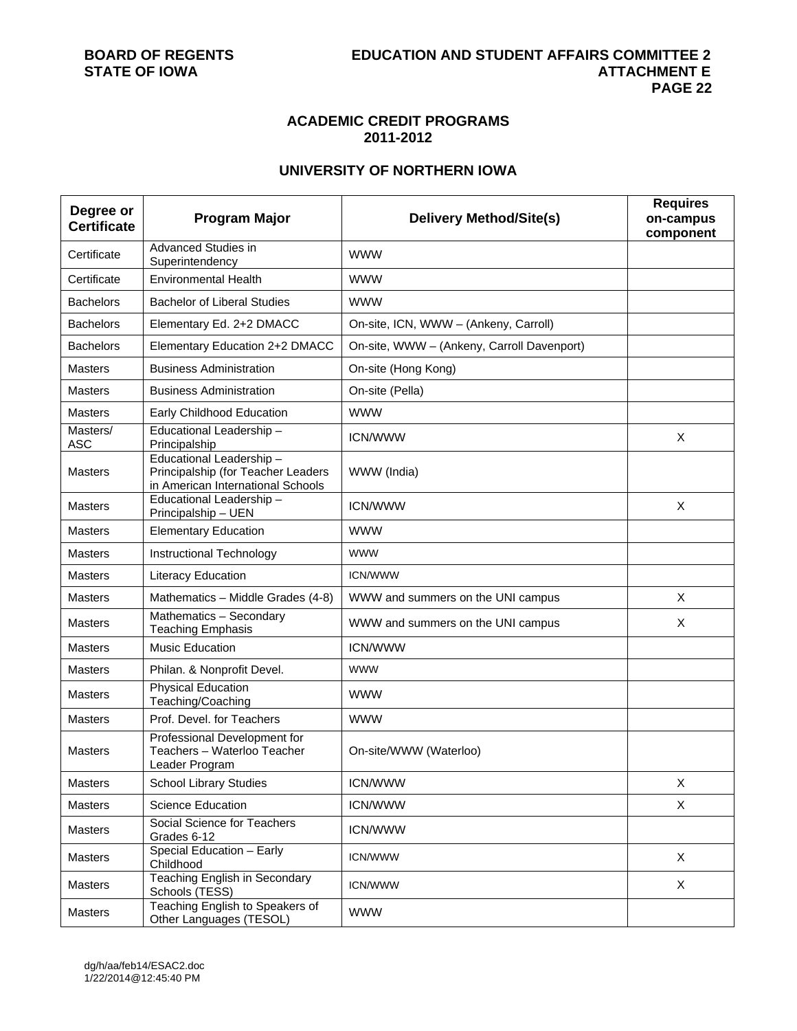## ACADEMIC CREDIT PROGRAMS
## 2011-2012

### UNIVERSITY OF NORTHERN IOWA

| Degree or Certificate | Program Major | Delivery Method/Site(s) | Requires on-campus component |
|---|---|---|---|
| Certificate | Advanced Studies in Superintendency | WWW | |
| Certificate | Environmental Health | WWW | |
| Bachelors | Bachelor of Liberal Studies | WWW | |
| Bachelors | Elementary Ed. 2+2 DMACC | On-site, ICN, WWW – (Ankeny, Carroll) | |
| Bachelors | Elementary Education 2+2 DMACC | On-site, WWW – (Ankeny, Carroll Davenport) | |
| Masters | Business Administration | On-site (Hong Kong) | |
| Masters | Business Administration | On-site (Pella) | |
| Masters | Early Childhood Education | WWW | |
| Masters/ ASC | Educational Leadership – Principalship | ICN/WWW | X |
| Masters | Educational Leadership – Principalship (for Teacher Leaders in American International Schools | WWW (India) | |
| Masters | Educational Leadership – Principalship – UEN | ICN/WWW | X |
| Masters | Elementary Education | WWW | |
| Masters | Instructional Technology | WWW | |
| Masters | Literacy Education | ICN/WWW | |
| Masters | Mathematics – Middle Grades (4-8) | WWW and summers on the UNI campus | X |
| Masters | Mathematics – Secondary Teaching Emphasis | WWW and summers on the UNI campus | X |
| Masters | Music Education | ICN/WWW | |
| Masters | Philan. & Nonprofit Devel. | WWW | |
| Masters | Physical Education Teaching/Coaching | WWW | |
| Masters | Prof. Devel. for Teachers | WWW | |
| Masters | Professional Development for Teachers – Waterloo Teacher Leader Program | On-site/WWW (Waterloo) | |
| Masters | School Library Studies | ICN/WWW | X |
| Masters | Science Education | ICN/WWW | X |
| Masters | Social Science for Teachers Grades 6-12 | ICN/WWW | |
| Masters | Special Education – Early Childhood | ICN/WWW | X |
| Masters | Teaching English in Secondary Schools (TESS) | ICN/WWW | X |
| Masters | Teaching English to Speakers of Other Languages (TESOL) | WWW | |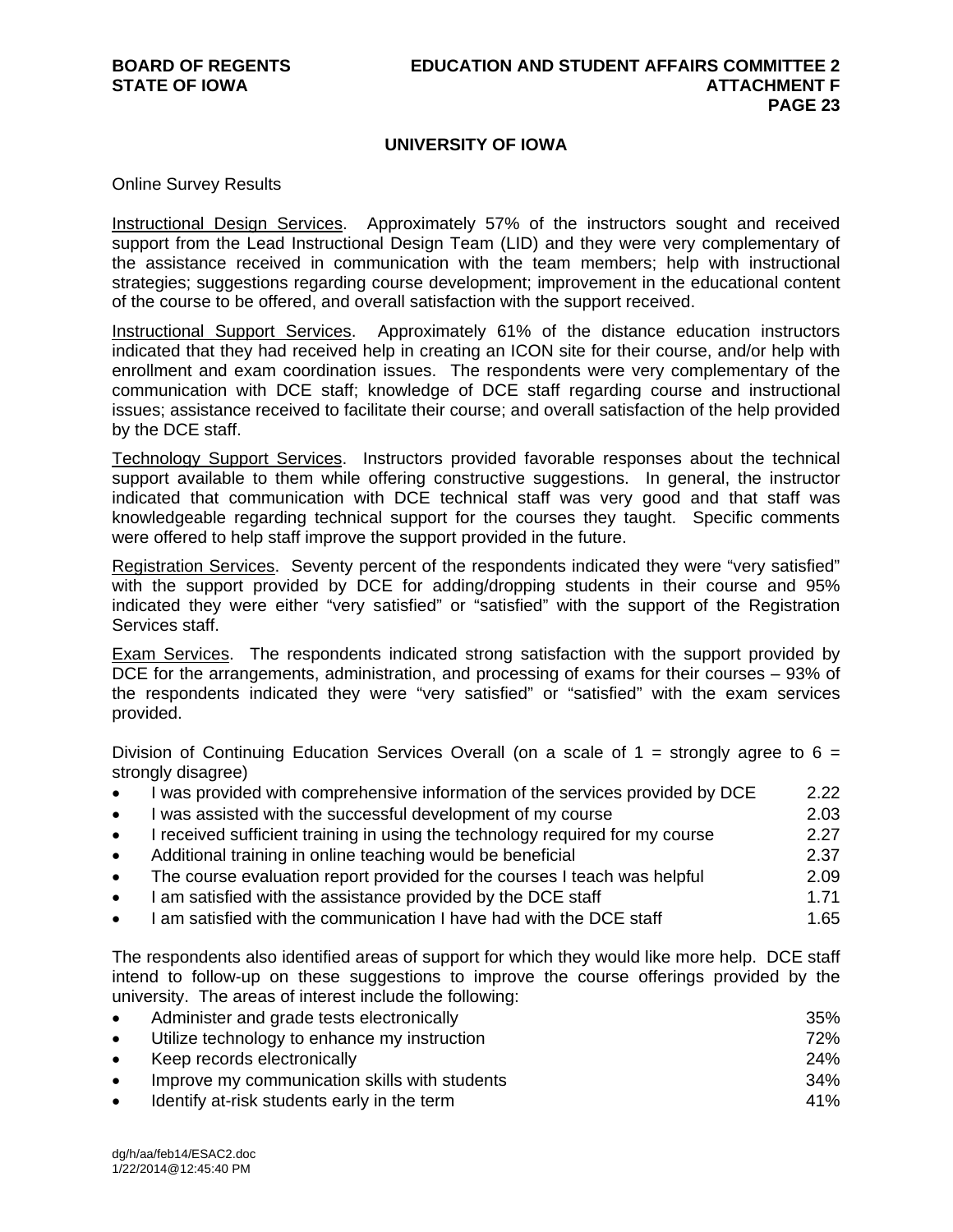## UNIVERSITY OF IOWA

Online Survey Results

Instructional Design Services. Approximately 57% of the instructors sought and received support from the Lead Instructional Design Team (LID) and they were very complementary of the assistance received in communication with the team members; help with instructional strategies; suggestions regarding course development; improvement in the educational content of the course to be offered, and overall satisfaction with the support received.

Instructional Support Services. Approximately 61% of the distance education instructors indicated that they had received help in creating an ICON site for their course, and/or help with enrollment and exam coordination issues. The respondents were very complementary of the communication with DCE staff; knowledge of DCE staff regarding course and instructional issues; assistance received to facilitate their course; and overall satisfaction of the help provided by the DCE staff.

Technology Support Services. Instructors provided favorable responses about the technical support available to them while offering constructive suggestions. In general, the instructor indicated that communication with DCE technical staff was very good and that staff was knowledgeable regarding technical support for the courses they taught. Specific comments were offered to help staff improve the support provided in the future.

Registration Services. Seventy percent of the respondents indicated they were "very satisfied" with the support provided by DCE for adding/dropping students in their course and 95% indicated they were either "very satisfied" or "satisfied" with the support of the Registration Services staff.

Exam Services. The respondents indicated strong satisfaction with the support provided by DCE for the arrangements, administration, and processing of exams for their courses – 93% of the respondents indicated they were "very satisfied" or "satisfied" with the exam services provided.

Division of Continuing Education Services Overall (on a scale of 1 = strongly agree to 6 = strongly disagree)

| Statement | Score |
|---|---|
| I was provided with comprehensive information of the services provided by DCE | 2.22 |
| I was assisted with the successful development of my course | 2.03 |
| I received sufficient training in using the technology required for my course | 2.27 |
| Additional training in online teaching would be beneficial | 2.37 |
| The course evaluation report provided for the courses I teach was helpful | 2.09 |
| I am satisfied with the assistance provided by the DCE staff | 1.71 |
| I am satisfied with the communication I have had with the DCE staff | 1.65 |

The respondents also identified areas of support for which they would like more help. DCE staff intend to follow-up on these suggestions to improve the course offerings provided by the university. The areas of interest include the following:

| Area | Percent |
|---|---|
| Administer and grade tests electronically | 35% |
| Utilize technology to enhance my instruction | 72% |
| Keep records electronically | 24% |
| Improve my communication skills with students | 34% |
| Identify at-risk students early in the term | 41% |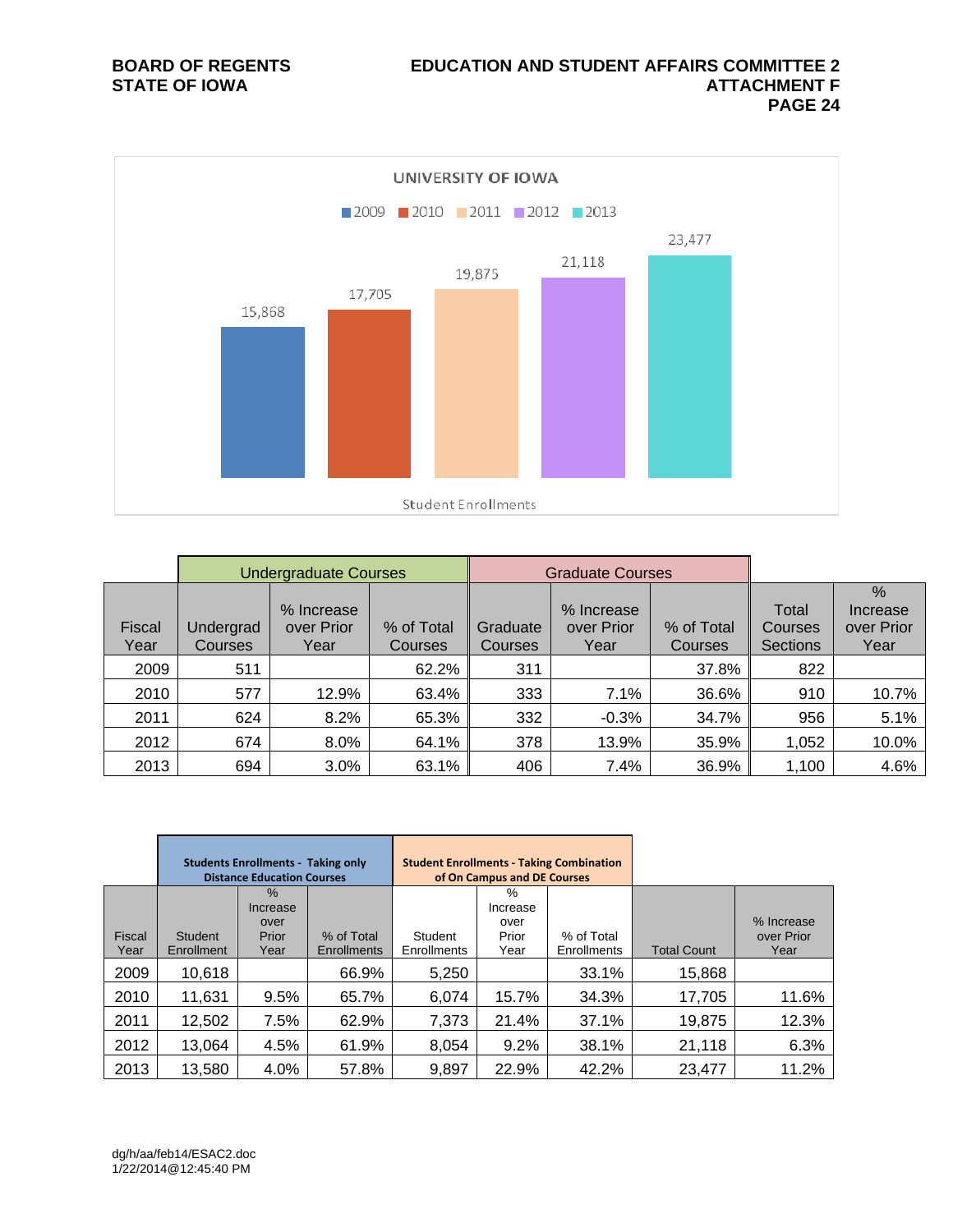UNIVERSITY OF IOWA

2009 | 2010 | 2011 | 2012 | 2013

15,868 | 17,705 | 19,875 | 21,118 | 23,477

Student Enrollments

| | Undergraduate Courses | | | Graduate Courses | | | | |
|---|---|---|---|---|---|---|---|---|
| Fiscal Year | Undergrad Courses | % Increase over Prior Year | % of Total Courses | Graduate Courses | % Increase over Prior Year | % of Total Courses | Total Courses Sections | % Increase over Prior Year |
| 2009 | 511 | | 62.2% | 311 | | 37.8% | 822 | |
| 2010 | 577 | 12.9% | 63.4% | 333 | 7.1% | 36.6% | 910 | 10.7% |
| 2011 | 624 | 8.2% | 65.3% | 332 | -0.3% | 34.7% | 956 | 5.1% |
| 2012 | 674 | 8.0% | 64.1% | 378 | 13.9% | 35.9% | 1,052 | 10.0% |
| 2013 | 694 | 3.0% | 63.1% | 406 | 7.4% | 36.9% | 1,100 | 4.6% |

| | **Students Enrollments - Taking only Distance Education Courses** | | | **Student Enrollments - Taking Combination of On Campus and DE Courses** | | | | |
|---|---|---|---|---|---|---|---|---|
| Fiscal Year | Student Enrollment | % Increase over Prior Year | % of Total Enrollments | Student Enrollments | % Increase over Prior Year | % of Total Enrollments | Total Count | % Increase over Prior Year |
| 2009 | 10,618 | | 66.9% | 5,250 | | 33.1% | 15,868 | |
| 2010 | 11,631 | 9.5% | 65.7% | 6,074 | 15.7% | 34.3% | 17,705 | 11.6% |
| 2011 | 12,502 | 7.5% | 62.9% | 7,373 | 21.4% | 37.1% | 19,875 | 12.3% |
| 2012 | 13,064 | 4.5% | 61.9% | 8,054 | 9.2% | 38.1% | 21,118 | 6.3% |
| 2013 | 13,580 | 4.0% | 57.8% | 9,897 | 22.9% | 42.2% | 23,477 | 11.2% |

dg/h/aa/feb14/ESAC2.doc
1/22/2014@12:45:40 PM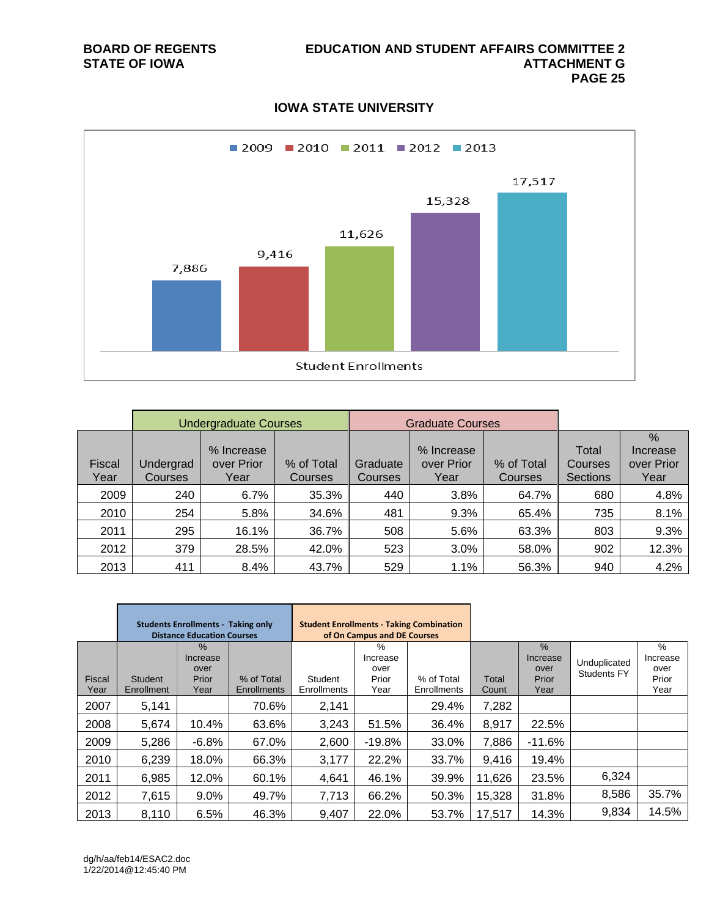BOARD OF REGENTS
STATE OF IOWA

EDUCATION AND STUDENT AFFAIRS COMMITTEE 2
ATTACHMENT G

## IOWA STATE UNIVERSITY

Student Enrollments

| 2009 | 2010 | 2011 | 2012 | 2013 |
|---|---|---|---|---|
| 7,886 | 9,416 | 11,626 | 15,328 | 17,517 |

| | Undergraduate Courses | | | Graduate Courses | | | | |
|---|---|---|---|---|---|---|---|---|
| Fiscal Year | Undergrad Courses | % Increase over Prior Year | % of Total Courses | Graduate Courses | % Increase over Prior Year | % of Total Courses | Total Courses Sections | % Increase over Prior Year |
| 2009 | 240 | 6.7% | 35.3% | 440 | 3.8% | 64.7% | 680 | 4.8% |
| 2010 | 254 | 5.8% | 34.6% | 481 | 9.3% | 65.4% | 735 | 8.1% |
| 2011 | 295 | 16.1% | 36.7% | 508 | 5.6% | 63.3% | 803 | 9.3% |
| 2012 | 379 | 28.5% | 42.0% | 523 | 3.0% | 58.0% | 902 | 12.3% |
| 2013 | 411 | 8.4% | 43.7% | 529 | 1.1% | 56.3% | 940 | 4.2% |

| | Students Enrollments - Taking only Distance Education Courses | | | Student Enrollments - Taking Combination of On Campus and DE Courses | | | | | |
|---|---|---|---|---|---|---|---|---|---|
| Fiscal Year | Student Enrollment | % Increase over Prior Year | % of Total Enrollments | Student Enrollments | % Increase over Prior Year | % of Total Enrollments | Total Count | % Increase over Prior Year | Unduplicated Students FY | % Increase over Prior Year |
| 2007 | 5,141 | | 70.6% | 2,141 | | 29.4% | 7,282 | | | |
| 2008 | 5,674 | 10.4% | 63.6% | 3,243 | 51.5% | 36.4% | 8,917 | 22.5% | | |
| 2009 | 5,286 | -6.8% | 67.0% | 2,600 | -19.8% | 33.0% | 7,886 | -11.6% | | |
| 2010 | 6,239 | 18.0% | 66.3% | 3,177 | 22.2% | 33.7% | 9,416 | 19.4% | | |
| 2011 | 6,985 | 12.0% | 60.1% | 4,641 | 46.1% | 39.9% | 11,626 | 23.5% | 6,324 | |
| 2012 | 7,615 | 9.0% | 49.7% | 7,713 | 66.2% | 50.3% | 15,328 | 31.8% | 8,586 | 35.7% |
| 2013 | 8,110 | 6.5% | 46.3% | 9,407 | 22.0% | 53.7% | 17,517 | 14.3% | 9,834 | 14.5% |

dg/h/aa/feb14/ESAC2.doc
1/22/2014@12:45:40 PM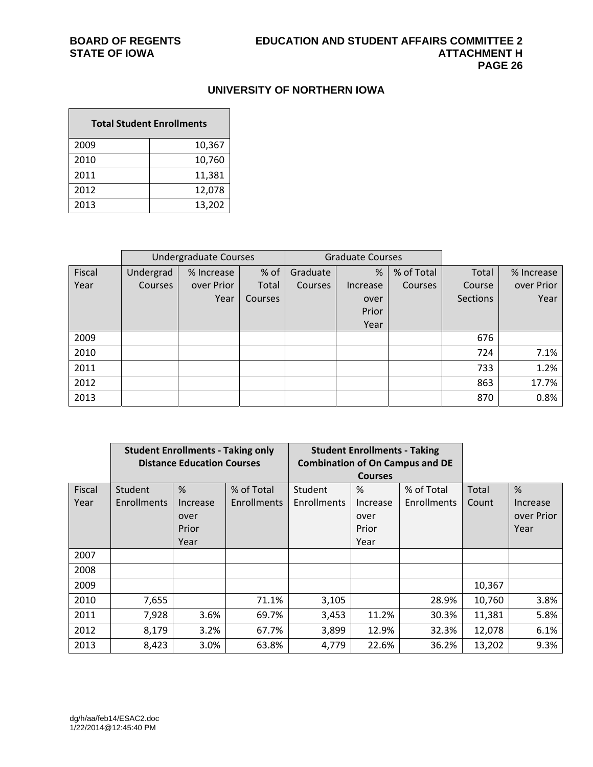## UNIVERSITY OF NORTHERN IOWA

| Total Student Enrollments | |
|---|---|
| 2009 | 10,367 |
| 2010 | 10,760 |
| 2011 | 11,381 |
| 2012 | 12,078 |
| 2013 | 13,202 |

| | Undergraduate Courses | | | Graduate Courses | | | | |
|---|---|---|---|---|---|---|---|---|
| Fiscal Year | Undergrad Courses | % Increase over Prior Year | % of Total Courses | Graduate Courses | % Increase over Prior Year | % of Total Courses | Total Course Sections | % Increase over Prior Year |
| 2009 | | | | | | | 676 | |
| 2010 | | | | | | | 724 | 7.1% |
| 2011 | | | | | | | 733 | 1.2% |
| 2012 | | | | | | | 863 | 17.7% |
| 2013 | | | | | | | 870 | 0.8% |

| | **Student Enrollments - Taking only Distance Education Courses** | | | **Student Enrollments - Taking Combination of On Campus and DE Courses** | | | | |
|---|---|---|---|---|---|---|---|---|
| Fiscal Year | Student Enrollments | % Increase over Prior Year | % of Total Enrollments | Student Enrollments | % Increase over Prior Year | % of Total Enrollments | Total Count | % Increase over Prior Year |
| 2007 | | | | | | | | |
| 2008 | | | | | | | | |
| 2009 | | | | | | | 10,367 | |
| 2010 | 7,655 | | 71.1% | 3,105 | | 28.9% | 10,760 | 3.8% |
| 2011 | 7,928 | 3.6% | 69.7% | 3,453 | 11.2% | 30.3% | 11,381 | 5.8% |
| 2012 | 8,179 | 3.2% | 67.7% | 3,899 | 12.9% | 32.3% | 12,078 | 6.1% |
| 2013 | 8,423 | 3.0% | 63.8% | 4,779 | 22.6% | 36.2% | 13,202 | 9.3% |

dg/h/aa/feb14/ESAC2.doc
1/22/2014@12:45:40 PM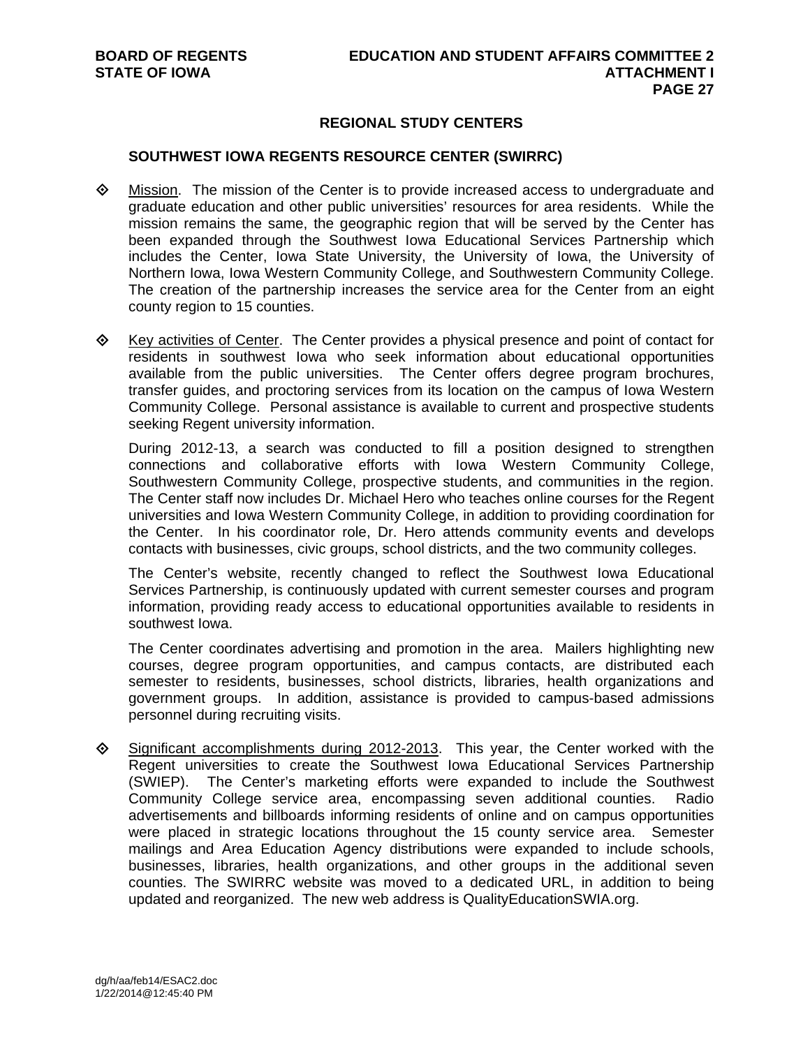## REGIONAL STUDY CENTERS

### SOUTHWEST IOWA REGENTS RESOURCE CENTER (SWIRRC)

- Mission. The mission of the Center is to provide increased access to undergraduate and graduate education and other public universities' resources for area residents. While the mission remains the same, the geographic region that will be served by the Center has been expanded through the Southwest Iowa Educational Services Partnership which includes the Center, Iowa State University, the University of Iowa, the University of Northern Iowa, Iowa Western Community College, and Southwestern Community College. The creation of the partnership increases the service area for the Center from an eight county region to 15 counties.

- Key activities of Center. The Center provides a physical presence and point of contact for residents in southwest Iowa who seek information about educational opportunities available from the public universities. The Center offers degree program brochures, transfer guides, and proctoring services from its location on the campus of Iowa Western Community College. Personal assistance is available to current and prospective students seeking Regent university information.

  During 2012-13, a search was conducted to fill a position designed to strengthen connections and collaborative efforts with Iowa Western Community College, Southwestern Community College, prospective students, and communities in the region. The Center staff now includes Dr. Michael Hero who teaches online courses for the Regent universities and Iowa Western Community College, in addition to providing coordination for the Center. In his coordinator role, Dr. Hero attends community events and develops contacts with businesses, civic groups, school districts, and the two community colleges.

  The Center's website, recently changed to reflect the Southwest Iowa Educational Services Partnership, is continuously updated with current semester courses and program information, providing ready access to educational opportunities available to residents in southwest Iowa.

  The Center coordinates advertising and promotion in the area. Mailers highlighting new courses, degree program opportunities, and campus contacts, are distributed each semester to residents, businesses, school districts, libraries, health organizations and government groups. In addition, assistance is provided to campus-based admissions personnel during recruiting visits.

- Significant accomplishments during 2012-2013. This year, the Center worked with the Regent universities to create the Southwest Iowa Educational Services Partnership (SWIEP). The Center's marketing efforts were expanded to include the Southwest Community College service area, encompassing seven additional counties. Radio advertisements and billboards informing residents of online and on campus opportunities were placed in strategic locations throughout the 15 county service area. Semester mailings and Area Education Agency distributions were expanded to include schools, businesses, libraries, health organizations, and other groups in the additional seven counties. The SWIRRC website was moved to a dedicated URL, in addition to being updated and reorganized. The new web address is QualityEducationSWIA.org.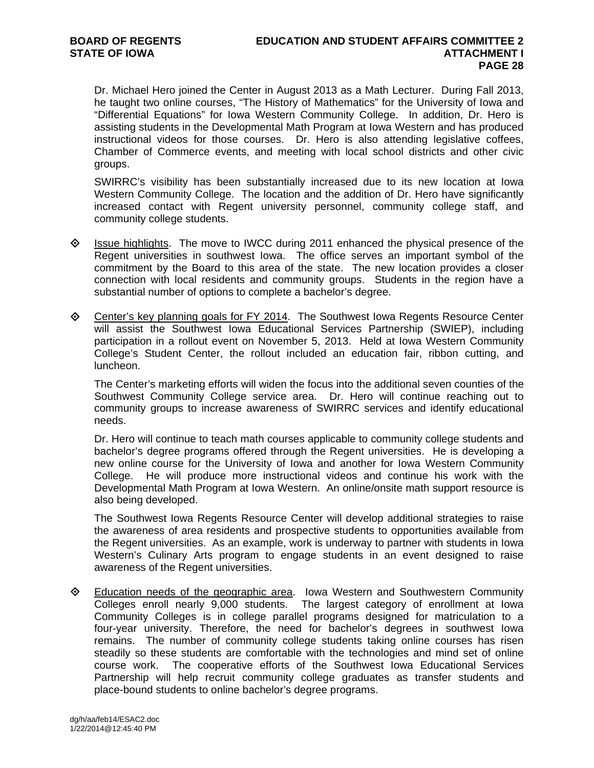Dr. Michael Hero joined the Center in August 2013 as a Math Lecturer. During Fall 2013, he taught two online courses, "The History of Mathematics" for the University of Iowa and "Differential Equations" for Iowa Western Community College. In addition, Dr. Hero is assisting students in the Developmental Math Program at Iowa Western and has produced instructional videos for those courses. Dr. Hero is also attending legislative coffees, Chamber of Commerce events, and meeting with local school districts and other civic groups.

SWIRRC's visibility has been substantially increased due to its new location at Iowa Western Community College. The location and the addition of Dr. Hero have significantly increased contact with Regent university personnel, community college staff, and community college students.

- Issue highlights. The move to IWCC during 2011 enhanced the physical presence of the Regent universities in southwest Iowa. The office serves an important symbol of the commitment by the Board to this area of the state. The new location provides a closer connection with local residents and community groups. Students in the region have a substantial number of options to complete a bachelor's degree.

- Center's key planning goals for FY 2014. The Southwest Iowa Regents Resource Center will assist the Southwest Iowa Educational Services Partnership (SWIEP), including participation in a rollout event on November 5, 2013. Held at Iowa Western Community College's Student Center, the rollout included an education fair, ribbon cutting, and luncheon.

  The Center's marketing efforts will widen the focus into the additional seven counties of the Southwest Community College service area. Dr. Hero will continue reaching out to community groups to increase awareness of SWIRRC services and identify educational needs.

  Dr. Hero will continue to teach math courses applicable to community college students and bachelor's degree programs offered through the Regent universities. He is developing a new online course for the University of Iowa and another for Iowa Western Community College. He will produce more instructional videos and continue his work with the Developmental Math Program at Iowa Western. An online/onsite math support resource is also being developed.

  The Southwest Iowa Regents Resource Center will develop additional strategies to raise the awareness of area residents and prospective students to opportunities available from the Regent universities. As an example, work is underway to partner with students in Iowa Western's Culinary Arts program to engage students in an event designed to raise awareness of the Regent universities.

- Education needs of the geographic area. Iowa Western and Southwestern Community Colleges enroll nearly 9,000 students. The largest category of enrollment at Iowa Community Colleges is in college parallel programs designed for matriculation to a four-year university. Therefore, the need for bachelor's degrees in southwest Iowa remains. The number of community college students taking online courses has risen steadily so these students are comfortable with the technologies and mind set of online course work. The cooperative efforts of the Southwest Iowa Educational Services Partnership will help recruit community college graduates as transfer students and place-bound students to online bachelor's degree programs.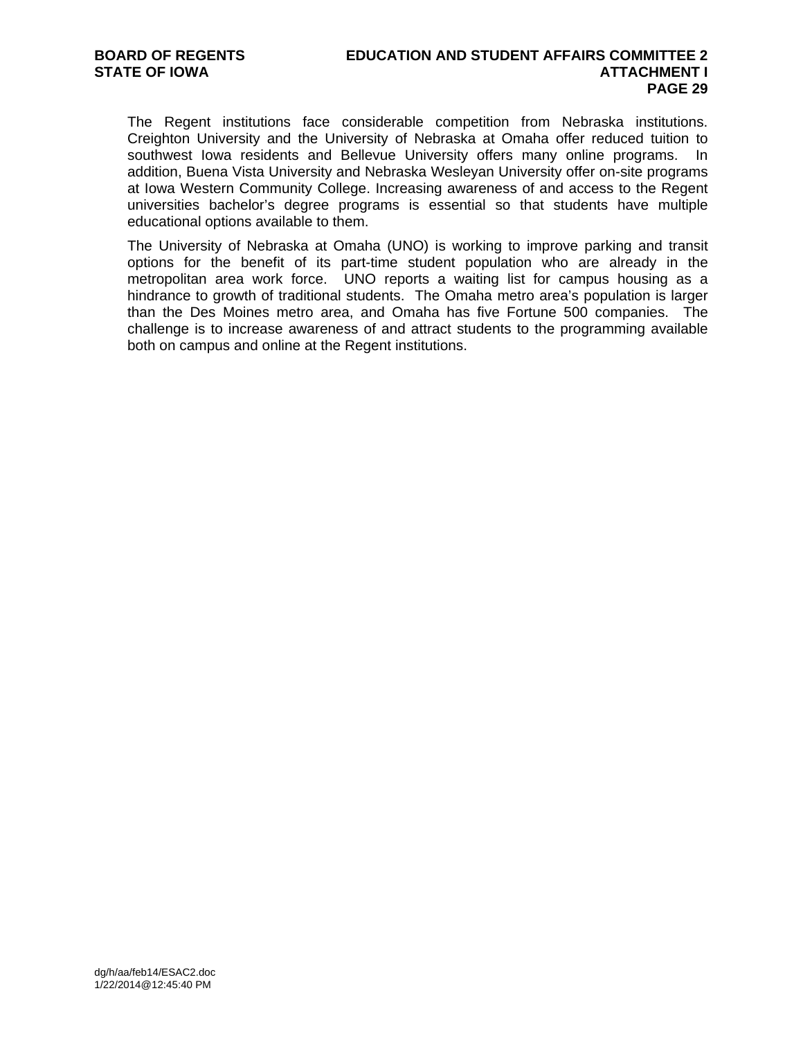The Regent institutions face considerable competition from Nebraska institutions. Creighton University and the University of Nebraska at Omaha offer reduced tuition to southwest Iowa residents and Bellevue University offers many online programs. In addition, Buena Vista University and Nebraska Wesleyan University offer on-site programs at Iowa Western Community College. Increasing awareness of and access to the Regent universities bachelor's degree programs is essential so that students have multiple educational options available to them.

The University of Nebraska at Omaha (UNO) is working to improve parking and transit options for the benefit of its part-time student population who are already in the metropolitan area work force. UNO reports a waiting list for campus housing as a hindrance to growth of traditional students. The Omaha metro area's population is larger than the Des Moines metro area, and Omaha has five Fortune 500 companies. The challenge is to increase awareness of and attract students to the programming available both on campus and online at the Regent institutions.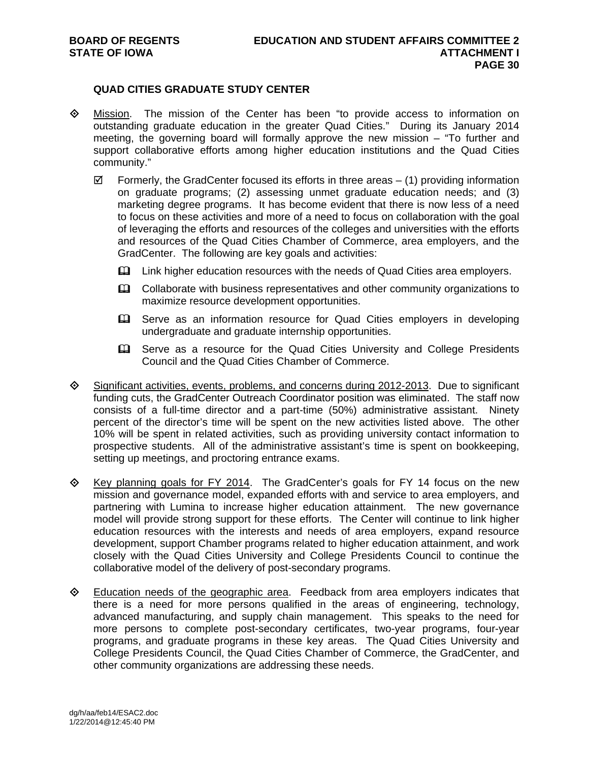### QUAD CITIES GRADUATE STUDY CENTER

- Mission. The mission of the Center has been "to provide access to information on outstanding graduate education in the greater Quad Cities." During its January 2014 meeting, the governing board will formally approve the new mission – "To further and support collaborative efforts among higher education institutions and the Quad Cities community."
  - Formerly, the GradCenter focused its efforts in three areas – (1) providing information on graduate programs; (2) assessing unmet graduate education needs; and (3) marketing degree programs. It has become evident that there is now less of a need to focus on these activities and more of a need to focus on collaboration with the goal of leveraging the efforts and resources of the colleges and universities with the efforts and resources of the Quad Cities Chamber of Commerce, area employers, and the GradCenter. The following are key goals and activities:
    - Link higher education resources with the needs of Quad Cities area employers.
    - Collaborate with business representatives and other community organizations to maximize resource development opportunities.
    - Serve as an information resource for Quad Cities employers in developing undergraduate and graduate internship opportunities.
    - Serve as a resource for the Quad Cities University and College Presidents Council and the Quad Cities Chamber of Commerce.

- Significant activities, events, problems, and concerns during 2012-2013. Due to significant funding cuts, the GradCenter Outreach Coordinator position was eliminated. The staff now consists of a full-time director and a part-time (50%) administrative assistant. Ninety percent of the director's time will be spent on the new activities listed above. The other 10% will be spent in related activities, such as providing university contact information to prospective students. All of the administrative assistant's time is spent on bookkeeping, setting up meetings, and proctoring entrance exams.

- Key planning goals for FY 2014. The GradCenter's goals for FY 14 focus on the new mission and governance model, expanded efforts with and service to area employers, and partnering with Lumina to increase higher education attainment. The new governance model will provide strong support for these efforts. The Center will continue to link higher education resources with the interests and needs of area employers, expand resource development, support Chamber programs related to higher education attainment, and work closely with the Quad Cities University and College Presidents Council to continue the collaborative model of the delivery of post-secondary programs.

- Education needs of the geographic area. Feedback from area employers indicates that there is a need for more persons qualified in the areas of engineering, technology, advanced manufacturing, and supply chain management. This speaks to the need for more persons to complete post-secondary certificates, two-year programs, four-year programs, and graduate programs in these key areas. The Quad Cities University and College Presidents Council, the Quad Cities Chamber of Commerce, the GradCenter, and other community organizations are addressing these needs.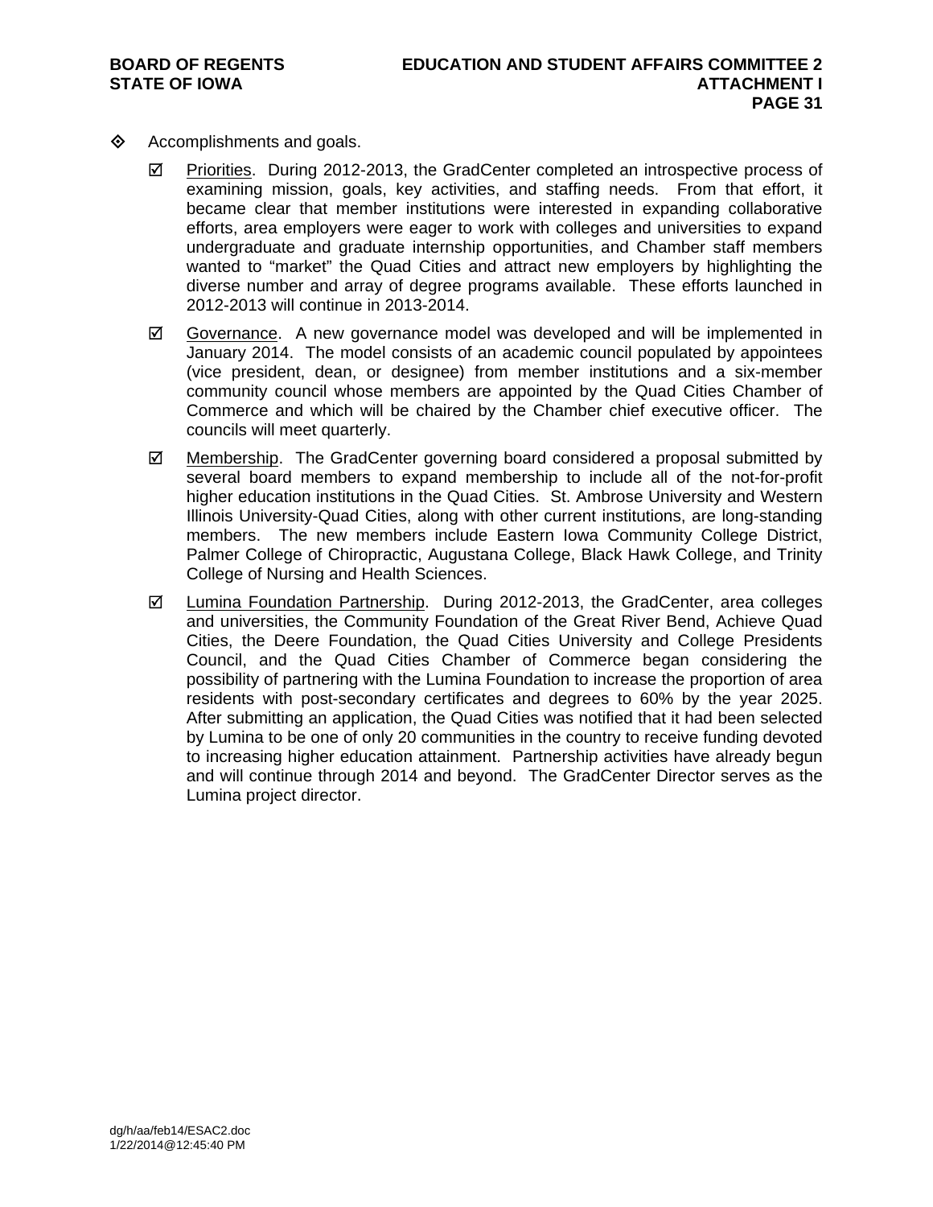- Accomplishments and goals.

  - ☑ Priorities. During 2012-2013, the GradCenter completed an introspective process of examining mission, goals, key activities, and staffing needs. From that effort, it became clear that member institutions were interested in expanding collaborative efforts, area employers were eager to work with colleges and universities to expand undergraduate and graduate internship opportunities, and Chamber staff members wanted to "market" the Quad Cities and attract new employers by highlighting the diverse number and array of degree programs available. These efforts launched in 2012-2013 will continue in 2013-2014.

  - ☑ Governance. A new governance model was developed and will be implemented in January 2014. The model consists of an academic council populated by appointees (vice president, dean, or designee) from member institutions and a six-member community council whose members are appointed by the Quad Cities Chamber of Commerce and which will be chaired by the Chamber chief executive officer. The councils will meet quarterly.

  - ☑ Membership. The GradCenter governing board considered a proposal submitted by several board members to expand membership to include all of the not-for-profit higher education institutions in the Quad Cities. St. Ambrose University and Western Illinois University-Quad Cities, along with other current institutions, are long-standing members. The new members include Eastern Iowa Community College District, Palmer College of Chiropractic, Augustana College, Black Hawk College, and Trinity College of Nursing and Health Sciences.

  - ☑ Lumina Foundation Partnership. During 2012-2013, the GradCenter, area colleges and universities, the Community Foundation of the Great River Bend, Achieve Quad Cities, the Deere Foundation, the Quad Cities University and College Presidents Council, and the Quad Cities Chamber of Commerce began considering the possibility of partnering with the Lumina Foundation to increase the proportion of area residents with post-secondary certificates and degrees to 60% by the year 2025. After submitting an application, the Quad Cities was notified that it had been selected by Lumina to be one of only 20 communities in the country to receive funding devoted to increasing higher education attainment. Partnership activities have already begun and will continue through 2014 and beyond. The GradCenter Director serves as the Lumina project director.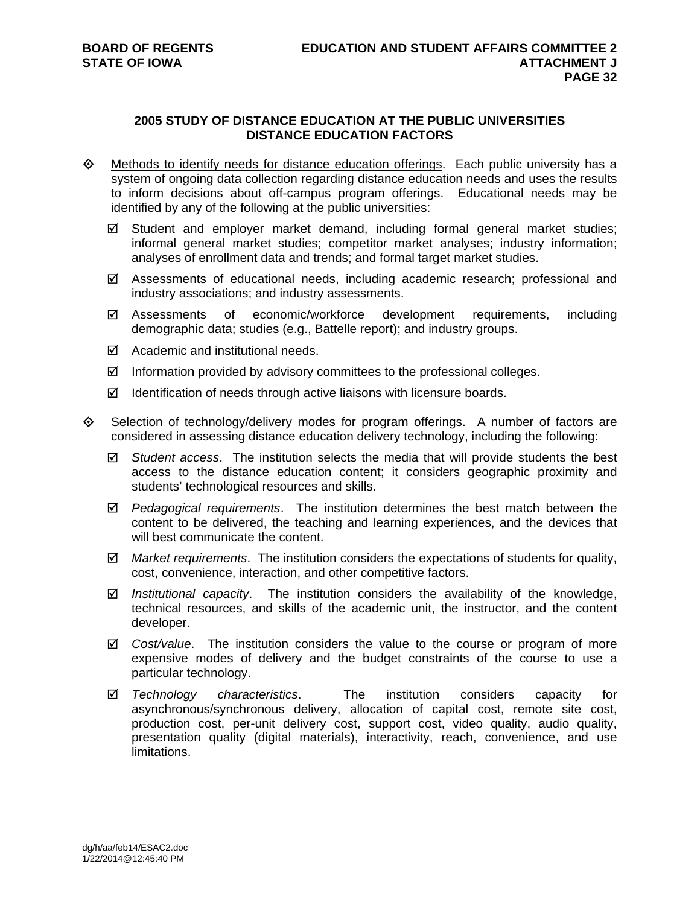## 2005 STUDY OF DISTANCE EDUCATION AT THE PUBLIC UNIVERSITIES
## DISTANCE EDUCATION FACTORS

- Methods to identify needs for distance education offerings. Each public university has a system of ongoing data collection regarding distance education needs and uses the results to inform decisions about off-campus program offerings. Educational needs may be identified by any of the following at the public universities:

  - ☑ Student and employer market demand, including formal general market studies; informal general market studies; competitor market analyses; industry information; analyses of enrollment data and trends; and formal target market studies.
  - ☑ Assessments of educational needs, including academic research; professional and industry associations; and industry assessments.
  - ☑ Assessments of economic/workforce development requirements, including demographic data; studies (e.g., Battelle report); and industry groups.
  - ☑ Academic and institutional needs.
  - ☑ Information provided by advisory committees to the professional colleges.
  - ☑ Identification of needs through active liaisons with licensure boards.

- Selection of technology/delivery modes for program offerings. A number of factors are considered in assessing distance education delivery technology, including the following:

  - ☑ *Student access*. The institution selects the media that will provide students the best access to the distance education content; it considers geographic proximity and students' technological resources and skills.
  - ☑ *Pedagogical requirements*. The institution determines the best match between the content to be delivered, the teaching and learning experiences, and the devices that will best communicate the content.
  - ☑ *Market requirements*. The institution considers the expectations of students for quality, cost, convenience, interaction, and other competitive factors.
  - ☑ *Institutional capacity*. The institution considers the availability of the knowledge, technical resources, and skills of the academic unit, the instructor, and the content developer.
  - ☑ *Cost/value*. The institution considers the value to the course or program of more expensive modes of delivery and the budget constraints of the course to use a particular technology.
  - ☑ *Technology characteristics*. The institution considers capacity for asynchronous/synchronous delivery, allocation of capital cost, remote site cost, production cost, per-unit delivery cost, support cost, video quality, audio quality, presentation quality (digital materials), interactivity, reach, convenience, and use limitations.

dg/h/aa/feb14/ESAC2.doc
1/22/2014@12:45:40 PM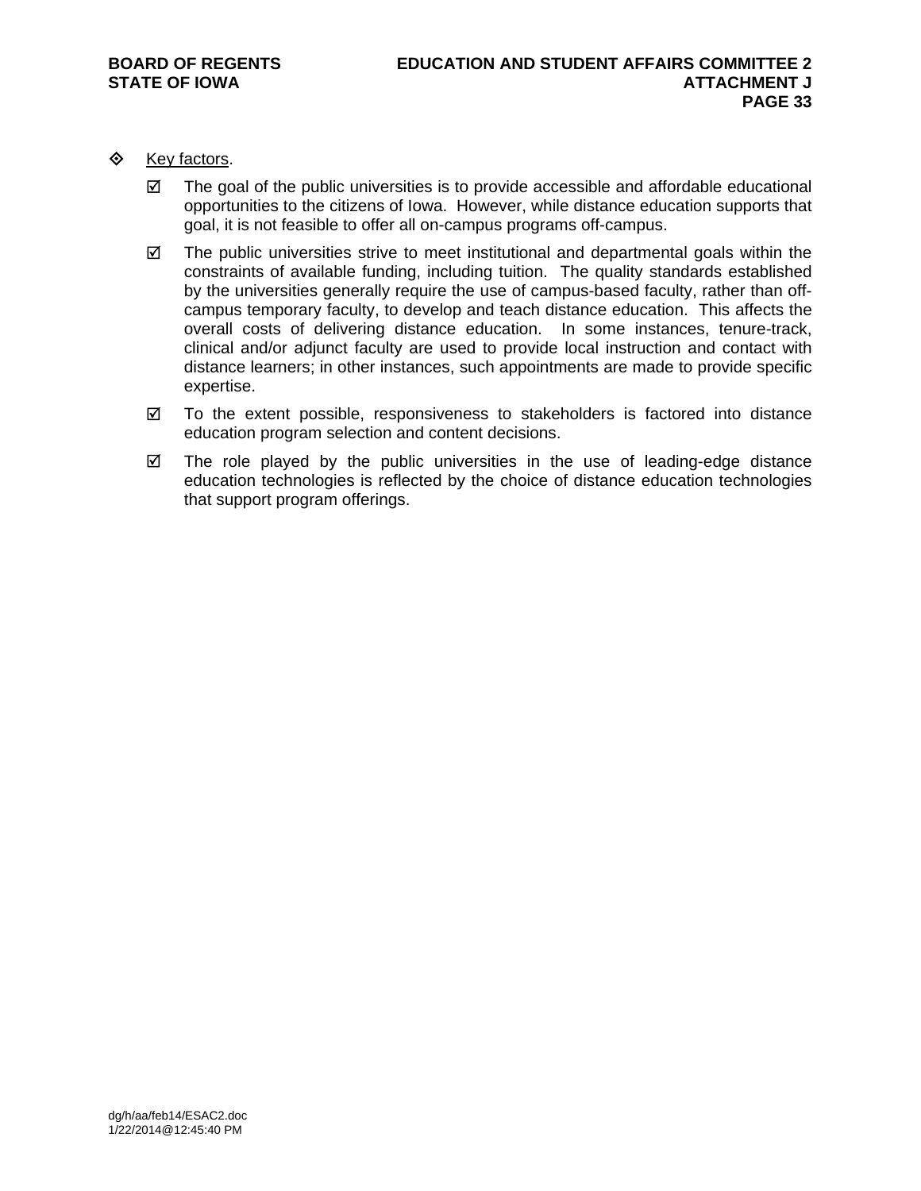- Key factors.

  - The goal of the public universities is to provide accessible and affordable educational opportunities to the citizens of Iowa. However, while distance education supports that goal, it is not feasible to offer all on-campus programs off-campus.

  - The public universities strive to meet institutional and departmental goals within the constraints of available funding, including tuition. The quality standards established by the universities generally require the use of campus-based faculty, rather than off-campus temporary faculty, to develop and teach distance education. This affects the overall costs of delivering distance education. In some instances, tenure-track, clinical and/or adjunct faculty are used to provide local instruction and contact with distance learners; in other instances, such appointments are made to provide specific expertise.

  - To the extent possible, responsiveness to stakeholders is factored into distance education program selection and content decisions.

  - The role played by the public universities in the use of leading-edge distance education technologies is reflected by the choice of distance education technologies that support program offerings.